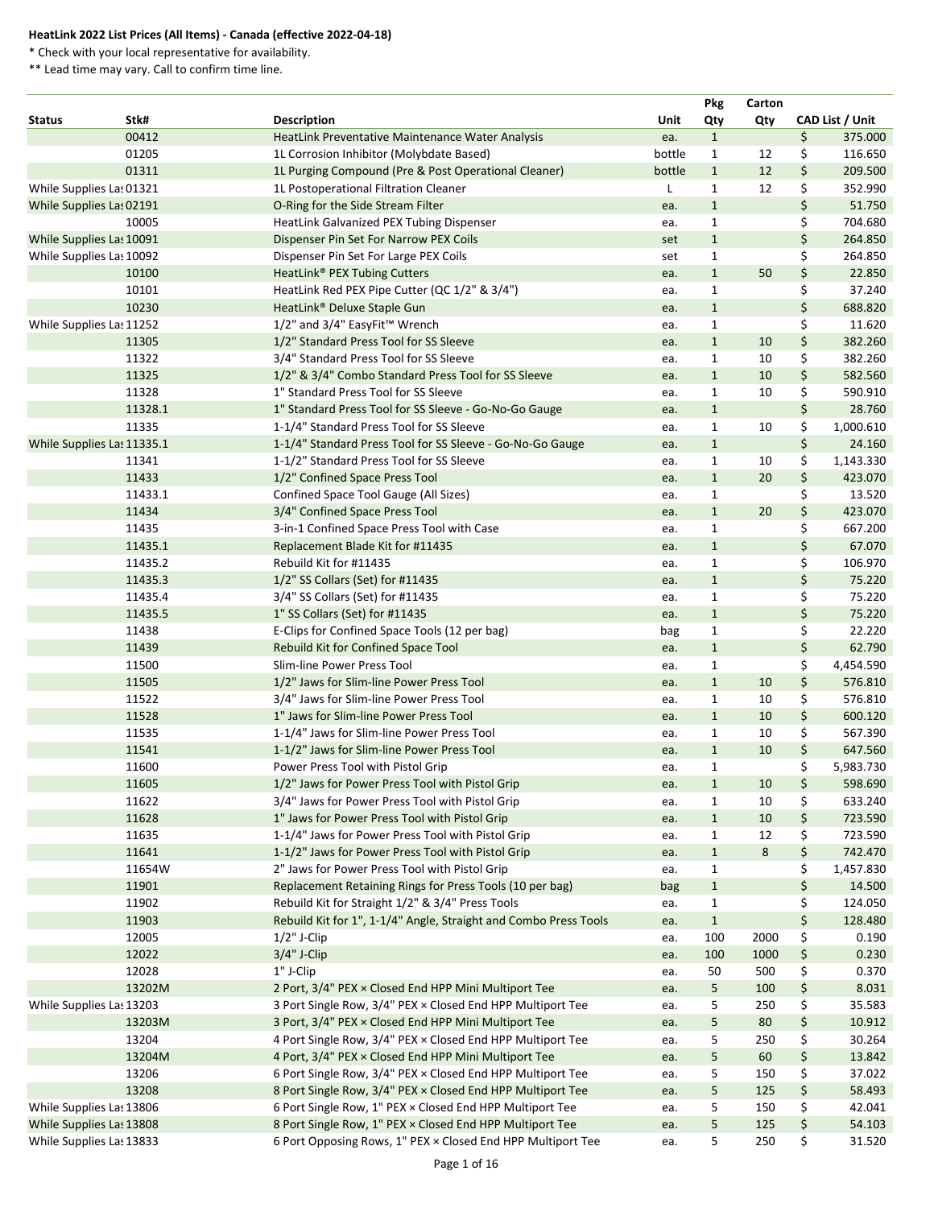**HeatLink 2022 List Prices (All Items) - Canada (effective 2022-04-18)**

* Check with your local representative for availability.

** Lead time may vary. Call to confirm time line.

| Status | Stk# | Description | Unit | Pkg Qty | Carton Qty | CAD List / Unit |
|---|---|---|---|---|---|---|
| | 00412 | HeatLink Preventative Maintenance Water Analysis | ea. | 1 | | $ 375.000 |
| | 01205 | 1L Corrosion Inhibitor (Molybdate Based) | bottle | 1 | 12 | $ 116.650 |
| | 01311 | 1L Purging Compound (Pre & Post Operational Cleaner) | bottle | 1 | 12 | $ 209.500 |
| While Supplies Las | 01321 | 1L Postoperational Filtration Cleaner | L | 1 | 12 | $ 352.990 |
| While Supplies Las | 02191 | O-Ring for the Side Stream Filter | ea. | 1 | | $ 51.750 |
| | 10005 | HeatLink Galvanized PEX Tubing Dispenser | ea. | 1 | | $ 704.680 |
| While Supplies Las | 10091 | Dispenser Pin Set For Narrow PEX Coils | set | 1 | | $ 264.850 |
| While Supplies Las | 10092 | Dispenser Pin Set For Large PEX Coils | set | 1 | | $ 264.850 |
| | 10100 | HeatLink® PEX Tubing Cutters | ea. | 1 | 50 | $ 22.850 |
| | 10101 | HeatLink Red PEX Pipe Cutter (QC 1/2" & 3/4") | ea. | 1 | | $ 37.240 |
| | 10230 | HeatLink® Deluxe Staple Gun | ea. | 1 | | $ 688.820 |
| While Supplies Las | 11252 | 1/2" and 3/4" EasyFit™ Wrench | ea. | 1 | | $ 11.620 |
| | 11305 | 1/2" Standard Press Tool for SS Sleeve | ea. | 1 | 10 | $ 382.260 |
| | 11322 | 3/4" Standard Press Tool for SS Sleeve | ea. | 1 | 10 | $ 382.260 |
| | 11325 | 1/2" & 3/4" Combo Standard Press Tool for SS Sleeve | ea. | 1 | 10 | $ 582.560 |
| | 11328 | 1" Standard Press Tool for SS Sleeve | ea. | 1 | 10 | $ 590.910 |
| | 11328.1 | 1" Standard Press Tool for SS Sleeve - Go-No-Go Gauge | ea. | 1 | | $ 28.760 |
| | 11335 | 1-1/4" Standard Press Tool for SS Sleeve | ea. | 1 | 10 | $ 1,000.610 |
| While Supplies Las | 11335.1 | 1-1/4" Standard Press Tool for SS Sleeve - Go-No-Go Gauge | ea. | 1 | | $ 24.160 |
| | 11341 | 1-1/2" Standard Press Tool for SS Sleeve | ea. | 1 | 10 | $ 1,143.330 |
| | 11433 | 1/2" Confined Space Press Tool | ea. | 1 | 20 | $ 423.070 |
| | 11433.1 | Confined Space Tool Gauge (All Sizes) | ea. | 1 | | $ 13.520 |
| | 11434 | 3/4" Confined Space Press Tool | ea. | 1 | 20 | $ 423.070 |
| | 11435 | 3-in-1 Confined Space Press Tool with Case | ea. | 1 | | $ 667.200 |
| | 11435.1 | Replacement Blade Kit for #11435 | ea. | 1 | | $ 67.070 |
| | 11435.2 | Rebuild Kit for #11435 | ea. | 1 | | $ 106.970 |
| | 11435.3 | 1/2" SS Collars (Set) for #11435 | ea. | 1 | | $ 75.220 |
| | 11435.4 | 3/4" SS Collars (Set) for #11435 | ea. | 1 | | $ 75.220 |
| | 11435.5 | 1" SS Collars (Set) for #11435 | ea. | 1 | | $ 75.220 |
| | 11438 | E-Clips for Confined Space Tools (12 per bag) | bag | 1 | | $ 22.220 |
| | 11439 | Rebuild Kit for Confined Space Tool | ea. | 1 | | $ 62.790 |
| | 11500 | Slim-line Power Press Tool | ea. | 1 | | $ 4,454.590 |
| | 11505 | 1/2" Jaws for Slim-line Power Press Tool | ea. | 1 | 10 | $ 576.810 |
| | 11522 | 3/4" Jaws for Slim-line Power Press Tool | ea. | 1 | 10 | $ 576.810 |
| | 11528 | 1" Jaws for Slim-line Power Press Tool | ea. | 1 | 10 | $ 600.120 |
| | 11535 | 1-1/4" Jaws for Slim-line Power Press Tool | ea. | 1 | 10 | $ 567.390 |
| | 11541 | 1-1/2" Jaws for Slim-line Power Press Tool | ea. | 1 | 10 | $ 647.560 |
| | 11600 | Power Press Tool with Pistol Grip | ea. | 1 | | $ 5,983.730 |
| | 11605 | 1/2" Jaws for Power Press Tool with Pistol Grip | ea. | 1 | 10 | $ 598.690 |
| | 11622 | 3/4" Jaws for Power Press Tool with Pistol Grip | ea. | 1 | 10 | $ 633.240 |
| | 11628 | 1" Jaws for Power Press Tool with Pistol Grip | ea. | 1 | 10 | $ 723.590 |
| | 11635 | 1-1/4" Jaws for Power Press Tool with Pistol Grip | ea. | 1 | 12 | $ 723.590 |
| | 11641 | 1-1/2" Jaws for Power Press Tool with Pistol Grip | ea. | 1 | 8 | $ 742.470 |
| | 11654W | 2" Jaws for Power Press Tool with Pistol Grip | ea. | 1 | | $ 1,457.830 |
| | 11901 | Replacement Retaining Rings for Press Tools (10 per bag) | bag | 1 | | $ 14.500 |
| | 11902 | Rebuild Kit for Straight 1/2" & 3/4" Press Tools | ea. | 1 | | $ 124.050 |
| | 11903 | Rebuild Kit for 1", 1-1/4" Angle, Straight and Combo Press Tools | ea. | 1 | | $ 128.480 |
| | 12005 | 1/2" J-Clip | ea. | 100 | 2000 | $ 0.190 |
| | 12022 | 3/4" J-Clip | ea. | 100 | 1000 | $ 0.230 |
| | 12028 | 1" J-Clip | ea. | 50 | 500 | $ 0.370 |
| | 13202M | 2 Port, 3/4" PEX × Closed End HPP Mini Multiport Tee | ea. | 5 | 100 | $ 8.031 |
| While Supplies Las | 13203 | 3 Port Single Row, 3/4" PEX × Closed End HPP Multiport Tee | ea. | 5 | 250 | $ 35.583 |
| | 13203M | 3 Port, 3/4" PEX × Closed End HPP Mini Multiport Tee | ea. | 5 | 80 | $ 10.912 |
| | 13204 | 4 Port Single Row, 3/4" PEX × Closed End HPP Multiport Tee | ea. | 5 | 250 | $ 30.264 |
| | 13204M | 4 Port, 3/4" PEX × Closed End HPP Mini Multiport Tee | ea. | 5 | 60 | $ 13.842 |
| | 13206 | 6 Port Single Row, 3/4" PEX × Closed End HPP Multiport Tee | ea. | 5 | 150 | $ 37.022 |
| | 13208 | 8 Port Single Row, 3/4" PEX × Closed End HPP Multiport Tee | ea. | 5 | 125 | $ 58.493 |
| While Supplies Las | 13806 | 6 Port Single Row, 1" PEX × Closed End HPP Multiport Tee | ea. | 5 | 150 | $ 42.041 |
| While Supplies Las | 13808 | 8 Port Single Row, 1" PEX × Closed End HPP Multiport Tee | ea. | 5 | 125 | $ 54.103 |
| While Supplies Las | 13833 | 6 Port Opposing Rows, 1" PEX × Closed End HPP Multiport Tee | ea. | 5 | 250 | $ 31.520 |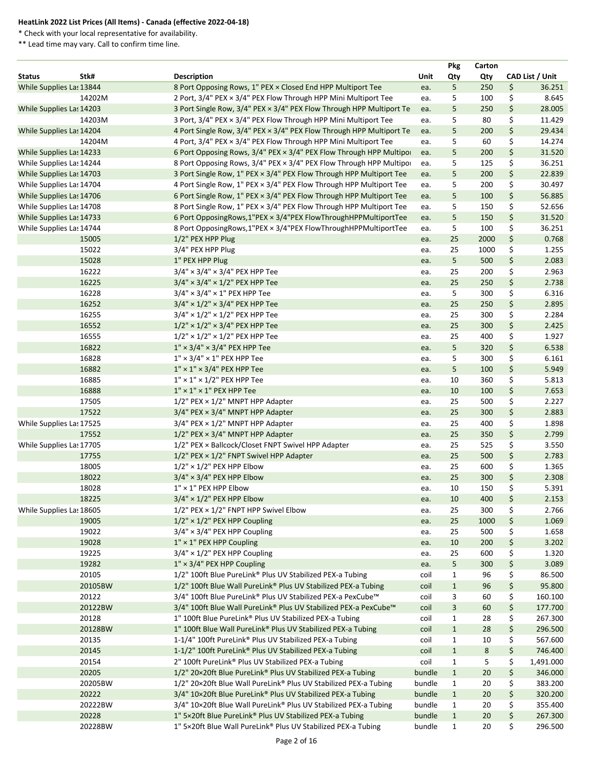**HeatLink 2022 List Prices (All Items) - Canada (effective 2022-04-18)**

\* Check with your local representative for availability.

\*\* Lead time may vary. Call to confirm time line.

| Status | Stk# | Description | Unit | Pkg Qty | Carton Qty | CAD List / Unit |
|---|---|---|---|---|---|---|
| While Supplies Las | 13844 | 8 Port Opposing Rows, 1" PEX × Closed End HPP Multiport Tee | ea. | 5 | 250 | $ 36.251 |
| | 14202M | 2 Port, 3/4" PEX × 3/4" PEX Flow Through HPP Mini Multiport Tee | ea. | 5 | 100 | $ 8.645 |
| While Supplies Las | 14203 | 3 Port Single Row, 3/4" PEX × 3/4" PEX Flow Through HPP Multiport Te | ea. | 5 | 250 | $ 28.005 |
| | 14203M | 3 Port, 3/4" PEX × 3/4" PEX Flow Through HPP Mini Multiport Tee | ea. | 5 | 80 | $ 11.429 |
| While Supplies Las | 14204 | 4 Port Single Row, 3/4" PEX × 3/4" PEX Flow Through HPP Multiport Te | ea. | 5 | 200 | $ 29.434 |
| | 14204M | 4 Port, 3/4" PEX × 3/4" PEX Flow Through HPP Mini Multiport Tee | ea. | 5 | 60 | $ 14.274 |
| While Supplies Las | 14233 | 6 Port Opposing Rows, 3/4" PEX × 3/4" PEX Flow Through HPP Multipoı | ea. | 5 | 200 | $ 31.520 |
| While Supplies Las | 14244 | 8 Port Opposing Rows, 3/4" PEX × 3/4" PEX Flow Through HPP Multipoı | ea. | 5 | 125 | $ 36.251 |
| While Supplies Las | 14703 | 3 Port Single Row, 1" PEX × 3/4" PEX Flow Through HPP Multiport Tee | ea. | 5 | 200 | $ 22.839 |
| While Supplies Las | 14704 | 4 Port Single Row, 1" PEX × 3/4" PEX Flow Through HPP Multiport Tee | ea. | 5 | 200 | $ 30.497 |
| While Supplies Las | 14706 | 6 Port Single Row, 1" PEX × 3/4" PEX Flow Through HPP Multiport Tee | ea. | 5 | 100 | $ 56.885 |
| While Supplies Las | 14708 | 8 Port Single Row, 1" PEX × 3/4" PEX Flow Through HPP Multiport Tee | ea. | 5 | 150 | $ 52.656 |
| While Supplies Las | 14733 | 6 Port OpposingRows,1"PEX × 3/4"PEX FlowThroughHPPMultiportTee | ea. | 5 | 150 | $ 31.520 |
| While Supplies Las | 14744 | 8 Port OpposingRows,1"PEX × 3/4"PEX FlowThroughHPPMultiportTee | ea. | 5 | 100 | $ 36.251 |
| | 15005 | 1/2" PEX HPP Plug | ea. | 25 | 2000 | $ 0.768 |
| | 15022 | 3/4" PEX HPP Plug | ea. | 25 | 1000 | $ 1.255 |
| | 15028 | 1" PEX HPP Plug | ea. | 5 | 500 | $ 2.083 |
| | 16222 | 3/4" × 3/4" × 3/4" PEX HPP Tee | ea. | 25 | 200 | $ 2.963 |
| | 16225 | 3/4" × 3/4" × 1/2" PEX HPP Tee | ea. | 25 | 250 | $ 2.738 |
| | 16228 | 3/4" × 3/4" × 1" PEX HPP Tee | ea. | 5 | 300 | $ 6.316 |
| | 16252 | 3/4" × 1/2" × 3/4" PEX HPP Tee | ea. | 25 | 250 | $ 2.895 |
| | 16255 | 3/4" × 1/2" × 1/2" PEX HPP Tee | ea. | 25 | 300 | $ 2.284 |
| | 16552 | 1/2" × 1/2" × 3/4" PEX HPP Tee | ea. | 25 | 300 | $ 2.425 |
| | 16555 | 1/2" × 1/2" × 1/2" PEX HPP Tee | ea. | 25 | 400 | $ 1.927 |
| | 16822 | 1" × 3/4" × 3/4" PEX HPP Tee | ea. | 5 | 320 | $ 6.538 |
| | 16828 | 1" × 3/4" × 1" PEX HPP Tee | ea. | 5 | 300 | $ 6.161 |
| | 16882 | 1" × 1" × 3/4" PEX HPP Tee | ea. | 5 | 100 | $ 5.949 |
| | 16885 | 1" × 1" × 1/2" PEX HPP Tee | ea. | 10 | 360 | $ 5.813 |
| | 16888 | 1" × 1" × 1" PEX HPP Tee | ea. | 10 | 100 | $ 7.653 |
| | 17505 | 1/2" PEX × 1/2" MNPT HPP Adapter | ea. | 25 | 500 | $ 2.227 |
| | 17522 | 3/4" PEX × 3/4" MNPT HPP Adapter | ea. | 25 | 300 | $ 2.883 |
| While Supplies Las | 17525 | 3/4" PEX × 1/2" MNPT HPP Adapter | ea. | 25 | 400 | $ 1.898 |
| | 17552 | 1/2" PEX × 3/4" MNPT HPP Adapter | ea. | 25 | 350 | $ 2.799 |
| While Supplies Las | 17705 | 1/2" PEX × Ballcock/Closet FNPT Swivel HPP Adapter | ea. | 25 | 525 | $ 3.550 |
| | 17755 | 1/2" PEX × 1/2" FNPT Swivel HPP Adapter | ea. | 25 | 500 | $ 2.783 |
| | 18005 | 1/2" × 1/2" PEX HPP Elbow | ea. | 25 | 600 | $ 1.365 |
| | 18022 | 3/4" × 3/4" PEX HPP Elbow | ea. | 25 | 300 | $ 2.308 |
| | 18028 | 1" × 1" PEX HPP Elbow | ea. | 10 | 150 | $ 5.391 |
| | 18225 | 3/4" × 1/2" PEX HPP Elbow | ea. | 10 | 400 | $ 2.153 |
| While Supplies Las | 18605 | 1/2" PEX × 1/2" FNPT HPP Swivel Elbow | ea. | 25 | 300 | $ 2.766 |
| | 19005 | 1/2" × 1/2" PEX HPP Coupling | ea. | 25 | 1000 | $ 1.069 |
| | 19022 | 3/4" × 3/4" PEX HPP Coupling | ea. | 25 | 500 | $ 1.658 |
| | 19028 | 1" × 1" PEX HPP Coupling | ea. | 10 | 200 | $ 3.202 |
| | 19225 | 3/4" × 1/2" PEX HPP Coupling | ea. | 25 | 600 | $ 1.320 |
| | 19282 | 1" × 3/4" PEX HPP Coupling | ea. | 5 | 300 | $ 3.089 |
| | 20105 | 1/2" 100ft Blue PureLink® Plus UV Stabilized PEX-a Tubing | coil | 1 | 96 | $ 86.500 |
| | 20105BW | 1/2" 100ft Blue Wall PureLink® Plus UV Stabilized PEX-a Tubing | coil | 1 | 96 | $ 95.800 |
| | 20122 | 3/4" 100ft Blue PureLink® Plus UV Stabilized PEX-a PexCube™ | coil | 3 | 60 | $ 160.100 |
| | 20122BW | 3/4" 100ft Blue Wall PureLink® Plus UV Stabilized PEX-a PexCube™ | coil | 3 | 60 | $ 177.700 |
| | 20128 | 1" 100ft Blue PureLink® Plus UV Stabilized PEX-a Tubing | coil | 1 | 28 | $ 267.300 |
| | 20128BW | 1" 100ft Blue Wall PureLink® Plus UV Stabilized PEX-a Tubing | coil | 1 | 28 | $ 296.500 |
| | 20135 | 1-1/4" 100ft PureLink® Plus UV Stabilized PEX-a Tubing | coil | 1 | 10 | $ 567.600 |
| | 20145 | 1-1/2" 100ft PureLink® Plus UV Stabilized PEX-a Tubing | coil | 1 | 8 | $ 746.400 |
| | 20154 | 2" 100ft PureLink® Plus UV Stabilized PEX-a Tubing | coil | 1 | 5 | $ 1,491.000 |
| | 20205 | 1/2" 20×20ft Blue PureLink® Plus UV Stabilized PEX-a Tubing | bundle | 1 | 20 | $ 346.000 |
| | 20205BW | 1/2" 20×20ft Blue Wall PureLink® Plus UV Stabilized PEX-a Tubing | bundle | 1 | 20 | $ 383.200 |
| | 20222 | 3/4" 10×20ft Blue PureLink® Plus UV Stabilized PEX-a Tubing | bundle | 1 | 20 | $ 320.200 |
| | 20222BW | 3/4" 10×20ft Blue Wall PureLink® Plus UV Stabilized PEX-a Tubing | bundle | 1 | 20 | $ 355.400 |
| | 20228 | 1" 5×20ft Blue PureLink® Plus UV Stabilized PEX-a Tubing | bundle | 1 | 20 | $ 267.300 |
| | 20228BW | 1" 5×20ft Blue Wall PureLink® Plus UV Stabilized PEX-a Tubing | bundle | 1 | 20 | $ 296.500 |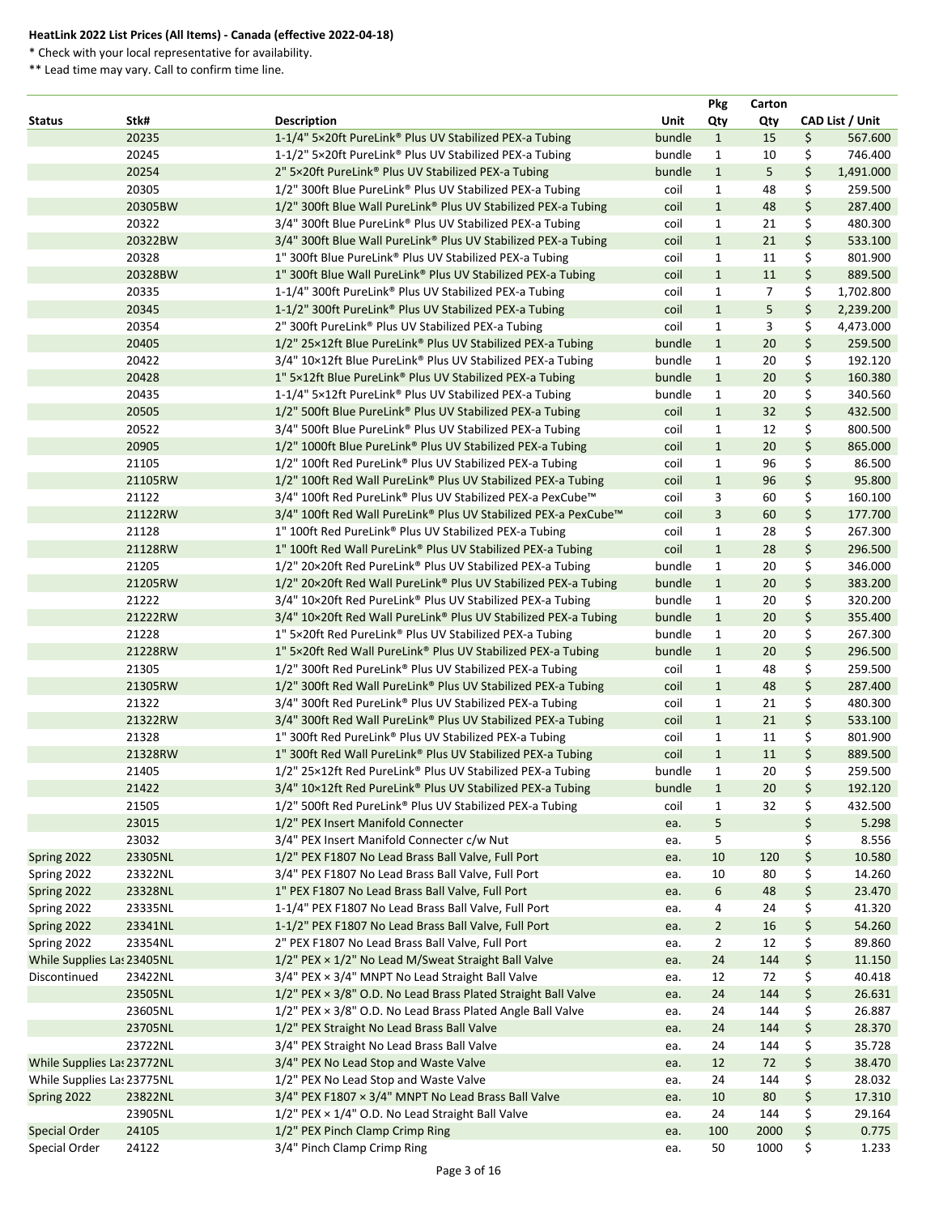**HeatLink 2022 List Prices (All Items) - Canada (effective 2022-04-18)**

* Check with your local representative for availability.

** Lead time may vary. Call to confirm time line.

| Status | Stk# | Description | Unit | Pkg Qty | Carton Qty | CAD List / Unit |
|---|---|---|---|---|---|---|
| | 20235 | 1-1/4" 5×20ft PureLink® Plus UV Stabilized PEX-a Tubing | bundle | 1 | 15 | $ 567.600 |
| | 20245 | 1-1/2" 5×20ft PureLink® Plus UV Stabilized PEX-a Tubing | bundle | 1 | 10 | $ 746.400 |
| | 20254 | 2" 5×20ft PureLink® Plus UV Stabilized PEX-a Tubing | bundle | 1 | 5 | $ 1,491.000 |
| | 20305 | 1/2" 300ft Blue PureLink® Plus UV Stabilized PEX-a Tubing | coil | 1 | 48 | $ 259.500 |
| | 20305BW | 1/2" 300ft Blue Wall PureLink® Plus UV Stabilized PEX-a Tubing | coil | 1 | 48 | $ 287.400 |
| | 20322 | 3/4" 300ft Blue PureLink® Plus UV Stabilized PEX-a Tubing | coil | 1 | 21 | $ 480.300 |
| | 20322BW | 3/4" 300ft Blue Wall PureLink® Plus UV Stabilized PEX-a Tubing | coil | 1 | 21 | $ 533.100 |
| | 20328 | 1" 300ft Blue PureLink® Plus UV Stabilized PEX-a Tubing | coil | 1 | 11 | $ 801.900 |
| | 20328BW | 1" 300ft Blue Wall PureLink® Plus UV Stabilized PEX-a Tubing | coil | 1 | 11 | $ 889.500 |
| | 20335 | 1-1/4" 300ft PureLink® Plus UV Stabilized PEX-a Tubing | coil | 1 | 7 | $ 1,702.800 |
| | 20345 | 1-1/2" 300ft PureLink® Plus UV Stabilized PEX-a Tubing | coil | 1 | 5 | $ 2,239.200 |
| | 20354 | 2" 300ft PureLink® Plus UV Stabilized PEX-a Tubing | coil | 1 | 3 | $ 4,473.000 |
| | 20405 | 1/2" 25×12ft Blue PureLink® Plus UV Stabilized PEX-a Tubing | bundle | 1 | 20 | $ 259.500 |
| | 20422 | 3/4" 10×12ft Blue PureLink® Plus UV Stabilized PEX-a Tubing | bundle | 1 | 20 | $ 192.120 |
| | 20428 | 1" 5×12ft Blue PureLink® Plus UV Stabilized PEX-a Tubing | bundle | 1 | 20 | $ 160.380 |
| | 20435 | 1-1/4" 5×12ft PureLink® Plus UV Stabilized PEX-a Tubing | bundle | 1 | 20 | $ 340.560 |
| | 20505 | 1/2" 500ft Blue PureLink® Plus UV Stabilized PEX-a Tubing | coil | 1 | 32 | $ 432.500 |
| | 20522 | 3/4" 500ft Blue PureLink® Plus UV Stabilized PEX-a Tubing | coil | 1 | 12 | $ 800.500 |
| | 20905 | 1/2" 1000ft Blue PureLink® Plus UV Stabilized PEX-a Tubing | coil | 1 | 20 | $ 865.000 |
| | 21105 | 1/2" 100ft Red PureLink® Plus UV Stabilized PEX-a Tubing | coil | 1 | 96 | $ 86.500 |
| | 21105RW | 1/2" 100ft Red Wall PureLink® Plus UV Stabilized PEX-a Tubing | coil | 1 | 96 | $ 95.800 |
| | 21122 | 3/4" 100ft Red PureLink® Plus UV Stabilized PEX-a PexCube™ | coil | 3 | 60 | $ 160.100 |
| | 21122RW | 3/4" 100ft Red Wall PureLink® Plus UV Stabilized PEX-a PexCube™ | coil | 3 | 60 | $ 177.700 |
| | 21128 | 1" 100ft Red PureLink® Plus UV Stabilized PEX-a Tubing | coil | 1 | 28 | $ 267.300 |
| | 21128RW | 1" 100ft Red Wall PureLink® Plus UV Stabilized PEX-a Tubing | coil | 1 | 28 | $ 296.500 |
| | 21205 | 1/2" 20×20ft Red PureLink® Plus UV Stabilized PEX-a Tubing | bundle | 1 | 20 | $ 346.000 |
| | 21205RW | 1/2" 20×20ft Red Wall PureLink® Plus UV Stabilized PEX-a Tubing | bundle | 1 | 20 | $ 383.200 |
| | 21222 | 3/4" 10×20ft Red PureLink® Plus UV Stabilized PEX-a Tubing | bundle | 1 | 20 | $ 320.200 |
| | 21222RW | 3/4" 10×20ft Red Wall PureLink® Plus UV Stabilized PEX-a Tubing | bundle | 1 | 20 | $ 355.400 |
| | 21228 | 1" 5×20ft Red PureLink® Plus UV Stabilized PEX-a Tubing | bundle | 1 | 20 | $ 267.300 |
| | 21228RW | 1" 5×20ft Red Wall PureLink® Plus UV Stabilized PEX-a Tubing | bundle | 1 | 20 | $ 296.500 |
| | 21305 | 1/2" 300ft Red PureLink® Plus UV Stabilized PEX-a Tubing | coil | 1 | 48 | $ 259.500 |
| | 21305RW | 1/2" 300ft Red Wall PureLink® Plus UV Stabilized PEX-a Tubing | coil | 1 | 48 | $ 287.400 |
| | 21322 | 3/4" 300ft Red PureLink® Plus UV Stabilized PEX-a Tubing | coil | 1 | 21 | $ 480.300 |
| | 21322RW | 3/4" 300ft Red Wall PureLink® Plus UV Stabilized PEX-a Tubing | coil | 1 | 21 | $ 533.100 |
| | 21328 | 1" 300ft Red PureLink® Plus UV Stabilized PEX-a Tubing | coil | 1 | 11 | $ 801.900 |
| | 21328RW | 1" 300ft Red Wall PureLink® Plus UV Stabilized PEX-a Tubing | coil | 1 | 11 | $ 889.500 |
| | 21405 | 1/2" 25×12ft Red PureLink® Plus UV Stabilized PEX-a Tubing | bundle | 1 | 20 | $ 259.500 |
| | 21422 | 3/4" 10×12ft Red PureLink® Plus UV Stabilized PEX-a Tubing | bundle | 1 | 20 | $ 192.120 |
| | 21505 | 1/2" 500ft Red PureLink® Plus UV Stabilized PEX-a Tubing | coil | 1 | 32 | $ 432.500 |
| | 23015 | 1/2" PEX Insert Manifold Connecter | ea. | 5 | | $ 5.298 |
| | 23032 | 3/4" PEX Insert Manifold Connecter c/w Nut | ea. | 5 | | $ 8.556 |
| Spring 2022 | 23305NL | 1/2" PEX F1807 No Lead Brass Ball Valve, Full Port | ea. | 10 | 120 | $ 10.580 |
| Spring 2022 | 23322NL | 3/4" PEX F1807 No Lead Brass Ball Valve, Full Port | ea. | 10 | 80 | $ 14.260 |
| Spring 2022 | 23328NL | 1" PEX F1807 No Lead Brass Ball Valve, Full Port | ea. | 6 | 48 | $ 23.470 |
| Spring 2022 | 23335NL | 1-1/4" PEX F1807 No Lead Brass Ball Valve, Full Port | ea. | 4 | 24 | $ 41.320 |
| Spring 2022 | 23341NL | 1-1/2" PEX F1807 No Lead Brass Ball Valve, Full Port | ea. | 2 | 16 | $ 54.260 |
| Spring 2022 | 23354NL | 2" PEX F1807 No Lead Brass Ball Valve, Full Port | ea. | 2 | 12 | $ 89.860 |
| While Supplies Las | 23405NL | 1/2" PEX × 1/2" No Lead M/Sweat Straight Ball Valve | ea. | 24 | 144 | $ 11.150 |
| Discontinued | 23422NL | 3/4" PEX × 3/4" MNPT No Lead Straight Ball Valve | ea. | 12 | 72 | $ 40.418 |
| | 23505NL | 1/2" PEX × 3/8" O.D. No Lead Brass Plated Straight Ball Valve | ea. | 24 | 144 | $ 26.631 |
| | 23605NL | 1/2" PEX × 3/8" O.D. No Lead Brass Plated Angle Ball Valve | ea. | 24 | 144 | $ 26.887 |
| | 23705NL | 1/2" PEX Straight No Lead Brass Ball Valve | ea. | 24 | 144 | $ 28.370 |
| | 23722NL | 3/4" PEX Straight No Lead Brass Ball Valve | ea. | 24 | 144 | $ 35.728 |
| While Supplies Las | 23772NL | 3/4" PEX No Lead Stop and Waste Valve | ea. | 12 | 72 | $ 38.470 |
| While Supplies Las | 23775NL | 1/2" PEX No Lead Stop and Waste Valve | ea. | 24 | 144 | $ 28.032 |
| Spring 2022 | 23822NL | 3/4" PEX F1807 × 3/4" MNPT No Lead Brass Ball Valve | ea. | 10 | 80 | $ 17.310 |
| | 23905NL | 1/2" PEX × 1/4" O.D. No Lead Straight Ball Valve | ea. | 24 | 144 | $ 29.164 |
| Special Order | 24105 | 1/2" PEX Pinch Clamp Crimp Ring | ea. | 100 | 2000 | $ 0.775 |
| Special Order | 24122 | 3/4" Pinch Clamp Crimp Ring | ea. | 50 | 1000 | $ 1.233 |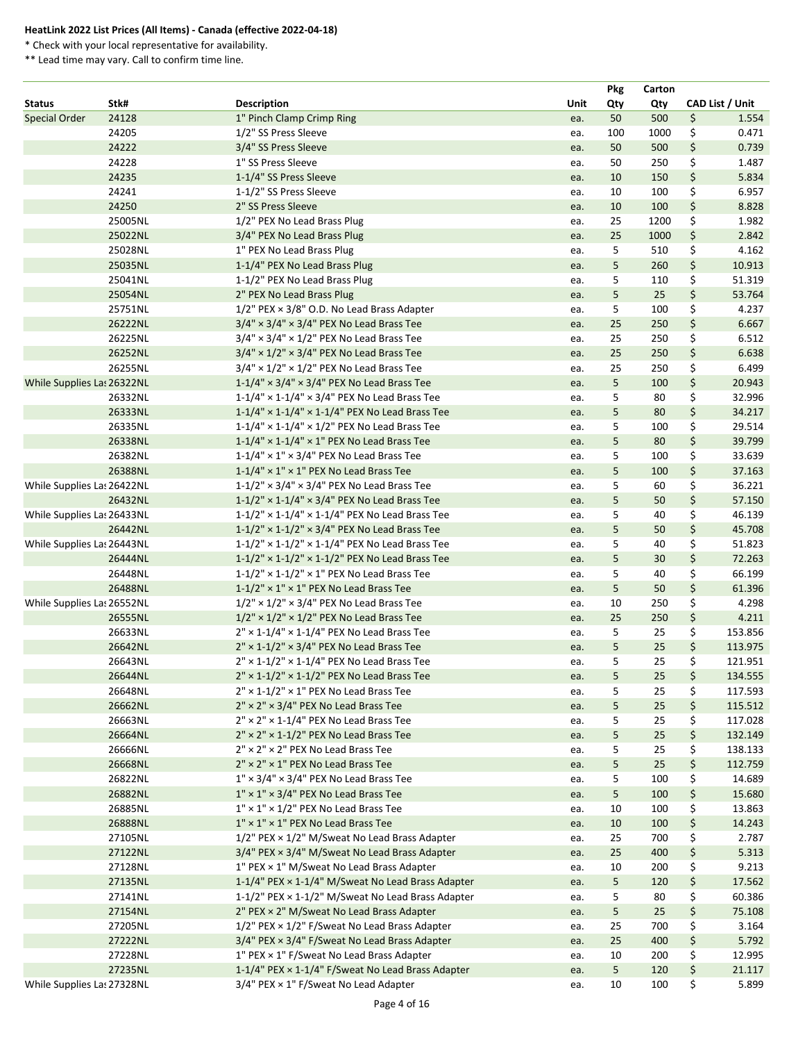**HeatLink 2022 List Prices (All Items) - Canada (effective 2022-04-18)**

\* Check with your local representative for availability.

\*\* Lead time may vary. Call to confirm time line.

| Status | Stk# | Description | Unit | Pkg Qty | Carton Qty | CAD List / Unit |
|---|---|---|---|---|---|---|
| Special Order | 24128 | 1" Pinch Clamp Crimp Ring | ea. | 50 | 500 | $ 1.554 |
| | 24205 | 1/2" SS Press Sleeve | ea. | 100 | 1000 | $ 0.471 |
| | 24222 | 3/4" SS Press Sleeve | ea. | 50 | 500 | $ 0.739 |
| | 24228 | 1" SS Press Sleeve | ea. | 50 | 250 | $ 1.487 |
| | 24235 | 1-1/4" SS Press Sleeve | ea. | 10 | 150 | $ 5.834 |
| | 24241 | 1-1/2" SS Press Sleeve | ea. | 10 | 100 | $ 6.957 |
| | 24250 | 2" SS Press Sleeve | ea. | 10 | 100 | $ 8.828 |
| | 25005NL | 1/2" PEX No Lead Brass Plug | ea. | 25 | 1200 | $ 1.982 |
| | 25022NL | 3/4" PEX No Lead Brass Plug | ea. | 25 | 1000 | $ 2.842 |
| | 25028NL | 1" PEX No Lead Brass Plug | ea. | 5 | 510 | $ 4.162 |
| | 25035NL | 1-1/4" PEX No Lead Brass Plug | ea. | 5 | 260 | $ 10.913 |
| | 25041NL | 1-1/2" PEX No Lead Brass Plug | ea. | 5 | 110 | $ 51.319 |
| | 25054NL | 2" PEX No Lead Brass Plug | ea. | 5 | 25 | $ 53.764 |
| | 25751NL | 1/2" PEX × 3/8" O.D. No Lead Brass Adapter | ea. | 5 | 100 | $ 4.237 |
| | 26222NL | 3/4" × 3/4" × 3/4" PEX No Lead Brass Tee | ea. | 25 | 250 | $ 6.667 |
| | 26225NL | 3/4" × 3/4" × 1/2" PEX No Lead Brass Tee | ea. | 25 | 250 | $ 6.512 |
| | 26252NL | 3/4" × 1/2" × 3/4" PEX No Lead Brass Tee | ea. | 25 | 250 | $ 6.638 |
| | 26255NL | 3/4" × 1/2" × 1/2" PEX No Lead Brass Tee | ea. | 25 | 250 | $ 6.499 |
| While Supplies Las | 26322NL | 1-1/4" × 3/4" × 3/4" PEX No Lead Brass Tee | ea. | 5 | 100 | $ 20.943 |
| | 26332NL | 1-1/4" × 1-1/4" × 3/4" PEX No Lead Brass Tee | ea. | 5 | 80 | $ 32.996 |
| | 26333NL | 1-1/4" × 1-1/4" × 1-1/4" PEX No Lead Brass Tee | ea. | 5 | 80 | $ 34.217 |
| | 26335NL | 1-1/4" × 1-1/4" × 1/2" PEX No Lead Brass Tee | ea. | 5 | 100 | $ 29.514 |
| | 26338NL | 1-1/4" × 1-1/4" × 1" PEX No Lead Brass Tee | ea. | 5 | 80 | $ 39.799 |
| | 26382NL | 1-1/4" × 1" × 3/4" PEX No Lead Brass Tee | ea. | 5 | 100 | $ 33.639 |
| | 26388NL | 1-1/4" × 1" × 1" PEX No Lead Brass Tee | ea. | 5 | 100 | $ 37.163 |
| While Supplies Las | 26422NL | 1-1/2" × 3/4" × 3/4" PEX No Lead Brass Tee | ea. | 5 | 60 | $ 36.221 |
| | 26432NL | 1-1/2" × 1-1/4" × 3/4" PEX No Lead Brass Tee | ea. | 5 | 50 | $ 57.150 |
| While Supplies Las | 26433NL | 1-1/2" × 1-1/4" × 1-1/4" PEX No Lead Brass Tee | ea. | 5 | 40 | $ 46.139 |
| | 26442NL | 1-1/2" × 1-1/2" × 3/4" PEX No Lead Brass Tee | ea. | 5 | 50 | $ 45.708 |
| While Supplies Las | 26443NL | 1-1/2" × 1-1/2" × 1-1/4" PEX No Lead Brass Tee | ea. | 5 | 40 | $ 51.823 |
| | 26444NL | 1-1/2" × 1-1/2" × 1-1/2" PEX No Lead Brass Tee | ea. | 5 | 30 | $ 72.263 |
| | 26448NL | 1-1/2" × 1-1/2" × 1" PEX No Lead Brass Tee | ea. | 5 | 40 | $ 66.199 |
| | 26488NL | 1-1/2" × 1" × 1" PEX No Lead Brass Tee | ea. | 5 | 50 | $ 61.396 |
| While Supplies Las | 26552NL | 1/2" × 1/2" × 3/4" PEX No Lead Brass Tee | ea. | 10 | 250 | $ 4.298 |
| | 26555NL | 1/2" × 1/2" × 1/2" PEX No Lead Brass Tee | ea. | 25 | 250 | $ 4.211 |
| | 26633NL | 2" × 1-1/4" × 1-1/4" PEX No Lead Brass Tee | ea. | 5 | 25 | $ 153.856 |
| | 26642NL | 2" × 1-1/2" × 3/4" PEX No Lead Brass Tee | ea. | 5 | 25 | $ 113.975 |
| | 26643NL | 2" × 1-1/2" × 1-1/4" PEX No Lead Brass Tee | ea. | 5 | 25 | $ 121.951 |
| | 26644NL | 2" × 1-1/2" × 1-1/2" PEX No Lead Brass Tee | ea. | 5 | 25 | $ 134.555 |
| | 26648NL | 2" × 1-1/2" × 1" PEX No Lead Brass Tee | ea. | 5 | 25 | $ 117.593 |
| | 26662NL | 2" × 2" × 3/4" PEX No Lead Brass Tee | ea. | 5 | 25 | $ 115.512 |
| | 26663NL | 2" × 2" × 1-1/4" PEX No Lead Brass Tee | ea. | 5 | 25 | $ 117.028 |
| | 26664NL | 2" × 2" × 1-1/2" PEX No Lead Brass Tee | ea. | 5 | 25 | $ 132.149 |
| | 26666NL | 2" × 2" × 2" PEX No Lead Brass Tee | ea. | 5 | 25 | $ 138.133 |
| | 26668NL | 2" × 2" × 1" PEX No Lead Brass Tee | ea. | 5 | 25 | $ 112.759 |
| | 26822NL | 1" × 3/4" × 3/4" PEX No Lead Brass Tee | ea. | 5 | 100 | $ 14.689 |
| | 26882NL | 1" × 1" × 3/4" PEX No Lead Brass Tee | ea. | 5 | 100 | $ 15.680 |
| | 26885NL | 1" × 1" × 1/2" PEX No Lead Brass Tee | ea. | 10 | 100 | $ 13.863 |
| | 26888NL | 1" × 1" × 1" PEX No Lead Brass Tee | ea. | 10 | 100 | $ 14.243 |
| | 27105NL | 1/2" PEX × 1/2" M/Sweat No Lead Brass Adapter | ea. | 25 | 700 | $ 2.787 |
| | 27122NL | 3/4" PEX × 3/4" M/Sweat No Lead Brass Adapter | ea. | 25 | 400 | $ 5.313 |
| | 27128NL | 1" PEX × 1" M/Sweat No Lead Brass Adapter | ea. | 10 | 200 | $ 9.213 |
| | 27135NL | 1-1/4" PEX × 1-1/4" M/Sweat No Lead Brass Adapter | ea. | 5 | 120 | $ 17.562 |
| | 27141NL | 1-1/2" PEX × 1-1/2" M/Sweat No Lead Brass Adapter | ea. | 5 | 80 | $ 60.386 |
| | 27154NL | 2" PEX × 2" M/Sweat No Lead Brass Adapter | ea. | 5 | 25 | $ 75.108 |
| | 27205NL | 1/2" PEX × 1/2" F/Sweat No Lead Brass Adapter | ea. | 25 | 700 | $ 3.164 |
| | 27222NL | 3/4" PEX × 3/4" F/Sweat No Lead Brass Adapter | ea. | 25 | 400 | $ 5.792 |
| | 27228NL | 1" PEX × 1" F/Sweat No Lead Brass Adapter | ea. | 10 | 200 | $ 12.995 |
| | 27235NL | 1-1/4" PEX × 1-1/4" F/Sweat No Lead Brass Adapter | ea. | 5 | 120 | $ 21.117 |
| While Supplies Las | 27328NL | 3/4" PEX × 1" F/Sweat No Lead Adapter | ea. | 10 | 100 | $ 5.899 |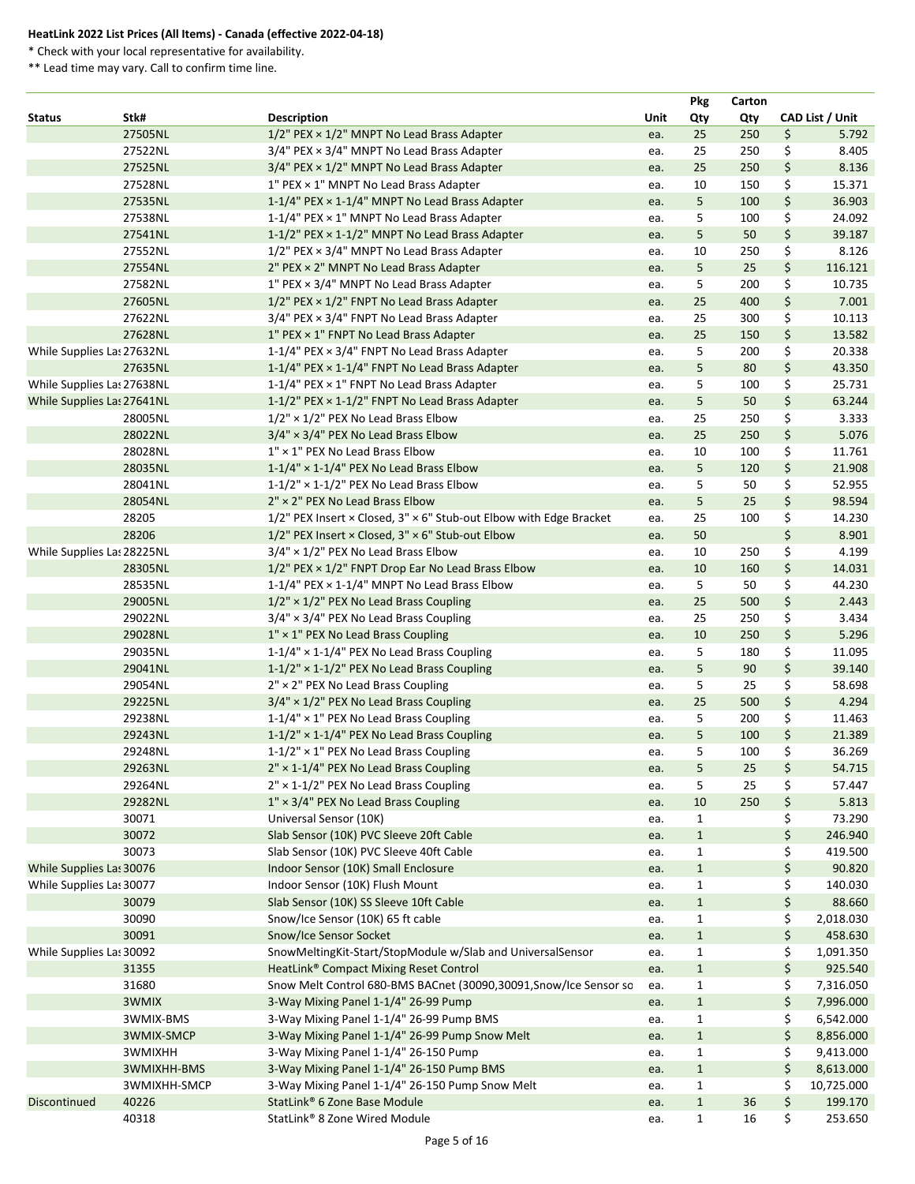**HeatLink 2022 List Prices (All Items) - Canada (effective 2022-04-18)**

\* Check with your local representative for availability.

\*\* Lead time may vary. Call to confirm time line.

| Status | Stk# | Description | Unit | Pkg Qty | Carton Qty | CAD List / Unit |
|---|---|---|---|---|---|---|
| | 27505NL | 1/2" PEX × 1/2" MNPT No Lead Brass Adapter | ea. | 25 | 250 | $ 5.792 |
| | 27522NL | 3/4" PEX × 3/4" MNPT No Lead Brass Adapter | ea. | 25 | 250 | $ 8.405 |
| | 27525NL | 3/4" PEX × 1/2" MNPT No Lead Brass Adapter | ea. | 25 | 250 | $ 8.136 |
| | 27528NL | 1" PEX × 1" MNPT No Lead Brass Adapter | ea. | 10 | 150 | $ 15.371 |
| | 27535NL | 1-1/4" PEX × 1-1/4" MNPT No Lead Brass Adapter | ea. | 5 | 100 | $ 36.903 |
| | 27538NL | 1-1/4" PEX × 1" MNPT No Lead Brass Adapter | ea. | 5 | 100 | $ 24.092 |
| | 27541NL | 1-1/2" PEX × 1-1/2" MNPT No Lead Brass Adapter | ea. | 5 | 50 | $ 39.187 |
| | 27552NL | 1/2" PEX × 3/4" MNPT No Lead Brass Adapter | ea. | 10 | 250 | $ 8.126 |
| | 27554NL | 2" PEX × 2" MNPT No Lead Brass Adapter | ea. | 5 | 25 | $ 116.121 |
| | 27582NL | 1" PEX × 3/4" MNPT No Lead Brass Adapter | ea. | 5 | 200 | $ 10.735 |
| | 27605NL | 1/2" PEX × 1/2" FNPT No Lead Brass Adapter | ea. | 25 | 400 | $ 7.001 |
| | 27622NL | 3/4" PEX × 3/4" FNPT No Lead Brass Adapter | ea. | 25 | 300 | $ 10.113 |
| | 27628NL | 1" PEX × 1" FNPT No Lead Brass Adapter | ea. | 25 | 150 | $ 13.582 |
| While Supplies Las | 27632NL | 1-1/4" PEX × 3/4" FNPT No Lead Brass Adapter | ea. | 5 | 200 | $ 20.338 |
| | 27635NL | 1-1/4" PEX × 1-1/4" FNPT No Lead Brass Adapter | ea. | 5 | 80 | $ 43.350 |
| While Supplies Las | 27638NL | 1-1/4" PEX × 1" FNPT No Lead Brass Adapter | ea. | 5 | 100 | $ 25.731 |
| While Supplies Las | 27641NL | 1-1/2" PEX × 1-1/2" FNPT No Lead Brass Adapter | ea. | 5 | 50 | $ 63.244 |
| | 28005NL | 1/2" × 1/2" PEX No Lead Brass Elbow | ea. | 25 | 250 | $ 3.333 |
| | 28022NL | 3/4" × 3/4" PEX No Lead Brass Elbow | ea. | 25 | 250 | $ 5.076 |
| | 28028NL | 1" × 1" PEX No Lead Brass Elbow | ea. | 10 | 100 | $ 11.761 |
| | 28035NL | 1-1/4" × 1-1/4" PEX No Lead Brass Elbow | ea. | 5 | 120 | $ 21.908 |
| | 28041NL | 1-1/2" × 1-1/2" PEX No Lead Brass Elbow | ea. | 5 | 50 | $ 52.955 |
| | 28054NL | 2" × 2" PEX No Lead Brass Elbow | ea. | 5 | 25 | $ 98.594 |
| | 28205 | 1/2" PEX Insert × Closed, 3" × 6" Stub-out Elbow with Edge Bracket | ea. | 25 | 100 | $ 14.230 |
| | 28206 | 1/2" PEX Insert × Closed, 3" × 6" Stub-out Elbow | ea. | 50 | | $ 8.901 |
| While Supplies Las | 28225NL | 3/4" × 1/2" PEX No Lead Brass Elbow | ea. | 10 | 250 | $ 4.199 |
| | 28305NL | 1/2" PEX × 1/2" FNPT Drop Ear No Lead Brass Elbow | ea. | 10 | 160 | $ 14.031 |
| | 28535NL | 1-1/4" PEX × 1-1/4" MNPT No Lead Brass Elbow | ea. | 5 | 50 | $ 44.230 |
| | 29005NL | 1/2" × 1/2" PEX No Lead Brass Coupling | ea. | 25 | 500 | $ 2.443 |
| | 29022NL | 3/4" × 3/4" PEX No Lead Brass Coupling | ea. | 25 | 250 | $ 3.434 |
| | 29028NL | 1" × 1" PEX No Lead Brass Coupling | ea. | 10 | 250 | $ 5.296 |
| | 29035NL | 1-1/4" × 1-1/4" PEX No Lead Brass Coupling | ea. | 5 | 180 | $ 11.095 |
| | 29041NL | 1-1/2" × 1-1/2" PEX No Lead Brass Coupling | ea. | 5 | 90 | $ 39.140 |
| | 29054NL | 2" × 2" PEX No Lead Brass Coupling | ea. | 5 | 25 | $ 58.698 |
| | 29225NL | 3/4" × 1/2" PEX No Lead Brass Coupling | ea. | 25 | 500 | $ 4.294 |
| | 29238NL | 1-1/4" × 1" PEX No Lead Brass Coupling | ea. | 5 | 200 | $ 11.463 |
| | 29243NL | 1-1/2" × 1-1/4" PEX No Lead Brass Coupling | ea. | 5 | 100 | $ 21.389 |
| | 29248NL | 1-1/2" × 1" PEX No Lead Brass Coupling | ea. | 5 | 100 | $ 36.269 |
| | 29263NL | 2" × 1-1/4" PEX No Lead Brass Coupling | ea. | 5 | 25 | $ 54.715 |
| | 29264NL | 2" × 1-1/2" PEX No Lead Brass Coupling | ea. | 5 | 25 | $ 57.447 |
| | 29282NL | 1" × 3/4" PEX No Lead Brass Coupling | ea. | 10 | 250 | $ 5.813 |
| | 30071 | Universal Sensor (10K) | ea. | 1 | | $ 73.290 |
| | 30072 | Slab Sensor (10K) PVC Sleeve 20ft Cable | ea. | 1 | | $ 246.940 |
| | 30073 | Slab Sensor (10K) PVC Sleeve 40ft Cable | ea. | 1 | | $ 419.500 |
| While Supplies Las | 30076 | Indoor Sensor (10K) Small Enclosure | ea. | 1 | | $ 90.820 |
| While Supplies Las | 30077 | Indoor Sensor (10K) Flush Mount | ea. | 1 | | $ 140.030 |
| | 30079 | Slab Sensor (10K) SS Sleeve 10ft Cable | ea. | 1 | | $ 88.660 |
| | 30090 | Snow/Ice Sensor (10K) 65 ft cable | ea. | 1 | | $ 2,018.030 |
| | 30091 | Snow/Ice Sensor Socket | ea. | 1 | | $ 458.630 |
| While Supplies Las | 30092 | SnowMeltingKit-Start/StopModule w/Slab and UniversalSensor | ea. | 1 | | $ 1,091.350 |
| | 31355 | HeatLink® Compact Mixing Reset Control | ea. | 1 | | $ 925.540 |
| | 31680 | Snow Melt Control 680-BMS BACnet (30090,30091,Snow/Ice Sensor so | ea. | 1 | | $ 7,316.050 |
| | 3WMIX | 3-Way Mixing Panel 1-1/4" 26-99 Pump | ea. | 1 | | $ 7,996.000 |
| | 3WMIX-BMS | 3-Way Mixing Panel 1-1/4" 26-99 Pump BMS | ea. | 1 | | $ 6,542.000 |
| | 3WMIX-SMCP | 3-Way Mixing Panel 1-1/4" 26-99 Pump Snow Melt | ea. | 1 | | $ 8,856.000 |
| | 3WMIXHH | 3-Way Mixing Panel 1-1/4" 26-150 Pump | ea. | 1 | | $ 9,413.000 |
| | 3WMIXHH-BMS | 3-Way Mixing Panel 1-1/4" 26-150 Pump BMS | ea. | 1 | | $ 8,613.000 |
| | 3WMIXHH-SMCP | 3-Way Mixing Panel 1-1/4" 26-150 Pump Snow Melt | ea. | 1 | | $ 10,725.000 |
| Discontinued | 40226 | StatLink® 6 Zone Base Module | ea. | 1 | 36 | $ 199.170 |
| | 40318 | StatLink® 8 Zone Wired Module | ea. | 1 | 16 | $ 253.650 |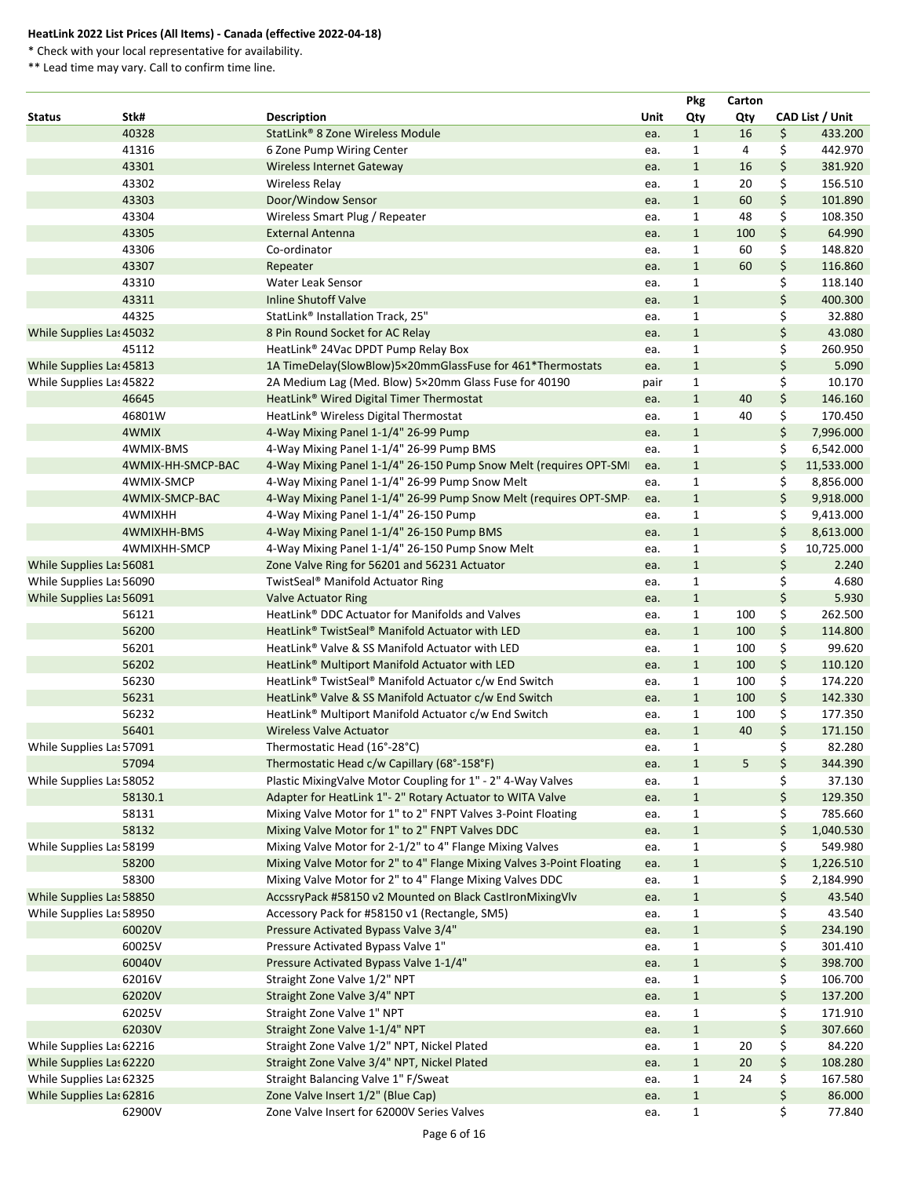**HeatLink 2022 List Prices (All Items) - Canada (effective 2022-04-18)**

\* Check with your local representative for availability.

\*\* Lead time may vary. Call to confirm time line.

| Status | Stk# | Description | Unit | Pkg Qty | Carton Qty | CAD List / Unit |
|---|---|---|---|---|---|---|
| | 40328 | StatLink® 8 Zone Wireless Module | ea. | 1 | 16 | $ 433.200 |
| | 41316 | 6 Zone Pump Wiring Center | ea. | 1 | 4 | $ 442.970 |
| | 43301 | Wireless Internet Gateway | ea. | 1 | 16 | $ 381.920 |
| | 43302 | Wireless Relay | ea. | 1 | 20 | $ 156.510 |
| | 43303 | Door/Window Sensor | ea. | 1 | 60 | $ 101.890 |
| | 43304 | Wireless Smart Plug / Repeater | ea. | 1 | 48 | $ 108.350 |
| | 43305 | External Antenna | ea. | 1 | 100 | $ 64.990 |
| | 43306 | Co-ordinator | ea. | 1 | 60 | $ 148.820 |
| | 43307 | Repeater | ea. | 1 | 60 | $ 116.860 |
| | 43310 | Water Leak Sensor | ea. | 1 | | $ 118.140 |
| | 43311 | Inline Shutoff Valve | ea. | 1 | | $ 400.300 |
| | 44325 | StatLink® Installation Track, 25" | ea. | 1 | | $ 32.880 |
| While Supplies Las | 45032 | 8 Pin Round Socket for AC Relay | ea. | 1 | | $ 43.080 |
| | 45112 | HeatLink® 24Vac DPDT Pump Relay Box | ea. | 1 | | $ 260.950 |
| While Supplies Las | 45813 | 1A TimeDelay(SlowBlow)5×20mmGlassFuse for 461*Thermostats | ea. | 1 | | $ 5.090 |
| While Supplies Las | 45822 | 2A Medium Lag (Med. Blow) 5×20mm Glass Fuse for 40190 | pair | 1 | | $ 10.170 |
| | 46645 | HeatLink® Wired Digital Timer Thermostat | ea. | 1 | 40 | $ 146.160 |
| | 46801W | HeatLink® Wireless Digital Thermostat | ea. | 1 | 40 | $ 170.450 |
| | 4WMIX | 4-Way Mixing Panel 1-1/4" 26-99 Pump | ea. | 1 | | $ 7,996.000 |
| | 4WMIX-BMS | 4-Way Mixing Panel 1-1/4" 26-99 Pump BMS | ea. | 1 | | $ 6,542.000 |
| | 4WMIX-HH-SMCP-BAC | 4-Way Mixing Panel 1-1/4" 26-150 Pump Snow Melt (requires OPT-SMI | ea. | 1 | | $ 11,533.000 |
| | 4WMIX-SMCP | 4-Way Mixing Panel 1-1/4" 26-99 Pump Snow Melt | ea. | 1 | | $ 8,856.000 |
| | 4WMIX-SMCP-BAC | 4-Way Mixing Panel 1-1/4" 26-99 Pump Snow Melt (requires OPT-SMP | ea. | 1 | | $ 9,918.000 |
| | 4WMIXHH | 4-Way Mixing Panel 1-1/4" 26-150 Pump | ea. | 1 | | $ 9,413.000 |
| | 4WMIXHH-BMS | 4-Way Mixing Panel 1-1/4" 26-150 Pump BMS | ea. | 1 | | $ 8,613.000 |
| | 4WMIXHH-SMCP | 4-Way Mixing Panel 1-1/4" 26-150 Pump Snow Melt | ea. | 1 | | $ 10,725.000 |
| While Supplies Las | 56081 | Zone Valve Ring for 56201 and 56231 Actuator | ea. | 1 | | $ 2.240 |
| While Supplies Las | 56090 | TwistSeal® Manifold Actuator Ring | ea. | 1 | | $ 4.680 |
| While Supplies Las | 56091 | Valve Actuator Ring | ea. | 1 | | $ 5.930 |
| | 56121 | HeatLink® DDC Actuator for Manifolds and Valves | ea. | 1 | 100 | $ 262.500 |
| | 56200 | HeatLink® TwistSeal® Manifold Actuator with LED | ea. | 1 | 100 | $ 114.800 |
| | 56201 | HeatLink® Valve & SS Manifold Actuator with LED | ea. | 1 | 100 | $ 99.620 |
| | 56202 | HeatLink® Multiport Manifold Actuator with LED | ea. | 1 | 100 | $ 110.120 |
| | 56230 | HeatLink® TwistSeal® Manifold Actuator c/w End Switch | ea. | 1 | 100 | $ 174.220 |
| | 56231 | HeatLink® Valve & SS Manifold Actuator c/w End Switch | ea. | 1 | 100 | $ 142.330 |
| | 56232 | HeatLink® Multiport Manifold Actuator c/w End Switch | ea. | 1 | 100 | $ 177.350 |
| | 56401 | Wireless Valve Actuator | ea. | 1 | 40 | $ 171.150 |
| While Supplies Las | 57091 | Thermostatic Head (16°-28°C) | ea. | 1 | | $ 82.280 |
| | 57094 | Thermostatic Head c/w Capillary (68°-158°F) | ea. | 1 | 5 | $ 344.390 |
| While Supplies Las | 58052 | Plastic MixingValve Motor Coupling for 1" - 2" 4-Way Valves | ea. | 1 | | $ 37.130 |
| | 58130.1 | Adapter for HeatLink 1"- 2" Rotary Actuator to WITA Valve | ea. | 1 | | $ 129.350 |
| | 58131 | Mixing Valve Motor for 1" to 2" FNPT Valves 3-Point Floating | ea. | 1 | | $ 785.660 |
| | 58132 | Mixing Valve Motor for 1" to 2" FNPT Valves DDC | ea. | 1 | | $ 1,040.530 |
| While Supplies Las | 58199 | Mixing Valve Motor for 2-1/2" to 4" Flange Mixing Valves | ea. | 1 | | $ 549.980 |
| | 58200 | Mixing Valve Motor for 2" to 4" Flange Mixing Valves 3-Point Floating | ea. | 1 | | $ 1,226.510 |
| | 58300 | Mixing Valve Motor for 2" to 4" Flange Mixing Valves DDC | ea. | 1 | | $ 2,184.990 |
| While Supplies Las | 58850 | AccssryPack #58150 v2 Mounted on Black CastIronMixingVlv | ea. | 1 | | $ 43.540 |
| While Supplies Las | 58950 | Accessory Pack for #58150 v1 (Rectangle, SM5) | ea. | 1 | | $ 43.540 |
| | 60020V | Pressure Activated Bypass Valve 3/4" | ea. | 1 | | $ 234.190 |
| | 60025V | Pressure Activated Bypass Valve 1" | ea. | 1 | | $ 301.410 |
| | 60040V | Pressure Activated Bypass Valve 1-1/4" | ea. | 1 | | $ 398.700 |
| | 62016V | Straight Zone Valve 1/2" NPT | ea. | 1 | | $ 106.700 |
| | 62020V | Straight Zone Valve 3/4" NPT | ea. | 1 | | $ 137.200 |
| | 62025V | Straight Zone Valve 1" NPT | ea. | 1 | | $ 171.910 |
| | 62030V | Straight Zone Valve 1-1/4" NPT | ea. | 1 | | $ 307.660 |
| While Supplies Las | 62216 | Straight Zone Valve 1/2" NPT, Nickel Plated | ea. | 1 | 20 | $ 84.220 |
| While Supplies Las | 62220 | Straight Zone Valve 3/4" NPT, Nickel Plated | ea. | 1 | 20 | $ 108.280 |
| While Supplies Las | 62325 | Straight Balancing Valve 1" F/Sweat | ea. | 1 | 24 | $ 167.580 |
| While Supplies Las | 62816 | Zone Valve Insert 1/2" (Blue Cap) | ea. | 1 | | $ 86.000 |
| | 62900V | Zone Valve Insert for 62000V Series Valves | ea. | 1 | | $ 77.840 |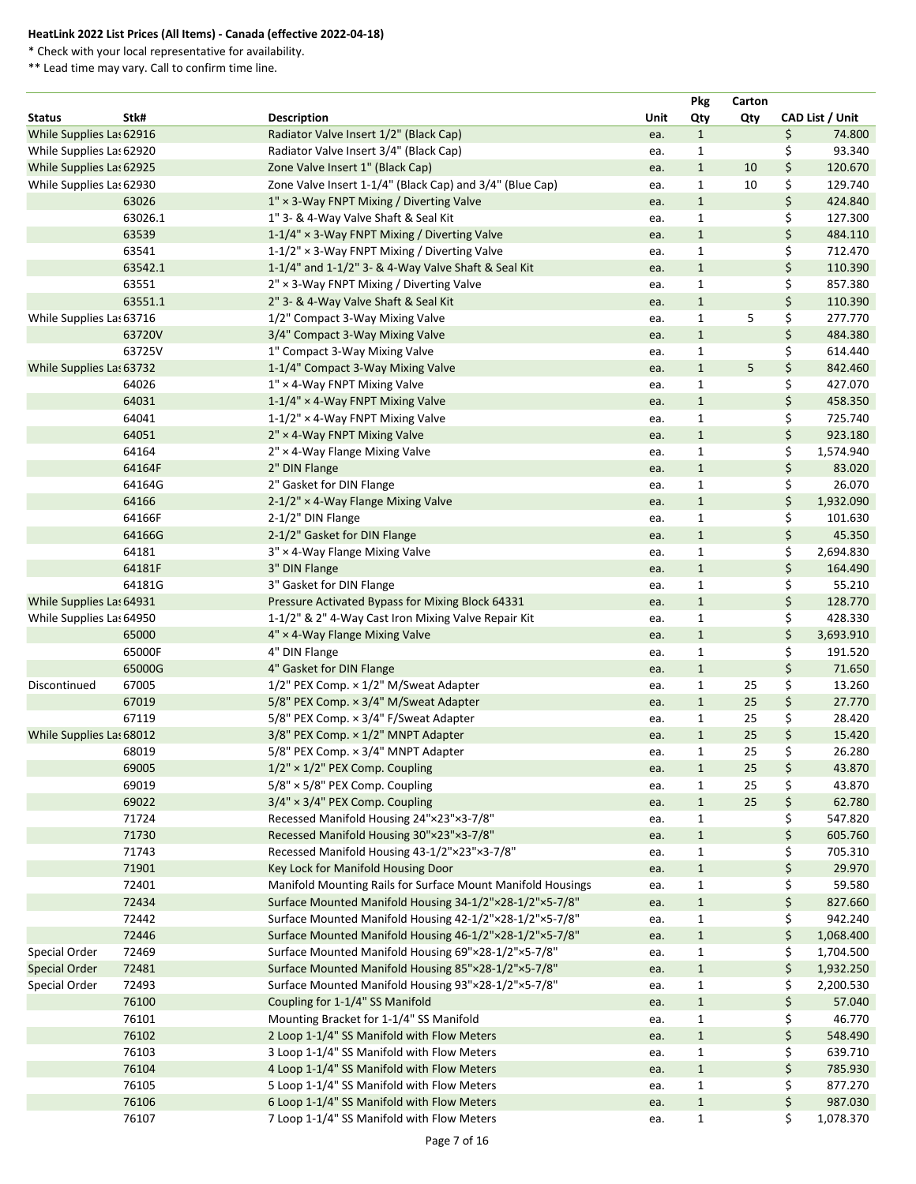**HeatLink 2022 List Prices (All Items) - Canada (effective 2022-04-18)**

\* Check with your local representative for availability.

\*\* Lead time may vary. Call to confirm time line.

| Status | Stk# | Description | Unit | Pkg Qty | Carton Qty | CAD List / Unit |
|---|---|---|---|---|---|---|
| While Supplies Las | 62916 | Radiator Valve Insert 1/2" (Black Cap) | ea. | 1 | | $ 74.800 |
| While Supplies Las | 62920 | Radiator Valve Insert 3/4" (Black Cap) | ea. | 1 | | $ 93.340 |
| While Supplies Las | 62925 | Zone Valve Insert 1" (Black Cap) | ea. | 1 | 10 | $ 120.670 |
| While Supplies Las | 62930 | Zone Valve Insert 1-1/4" (Black Cap) and 3/4" (Blue Cap) | ea. | 1 | 10 | $ 129.740 |
| | 63026 | 1" × 3-Way FNPT Mixing / Diverting Valve | ea. | 1 | | $ 424.840 |
| | 63026.1 | 1" 3- & 4-Way Valve Shaft & Seal Kit | ea. | 1 | | $ 127.300 |
| | 63539 | 1-1/4" × 3-Way FNPT Mixing / Diverting Valve | ea. | 1 | | $ 484.110 |
| | 63541 | 1-1/2" × 3-Way FNPT Mixing / Diverting Valve | ea. | 1 | | $ 712.470 |
| | 63542.1 | 1-1/4" and 1-1/2" 3- & 4-Way Valve Shaft & Seal Kit | ea. | 1 | | $ 110.390 |
| | 63551 | 2" × 3-Way FNPT Mixing / Diverting Valve | ea. | 1 | | $ 857.380 |
| | 63551.1 | 2" 3- & 4-Way Valve Shaft & Seal Kit | ea. | 1 | | $ 110.390 |
| While Supplies Las | 63716 | 1/2" Compact 3-Way Mixing Valve | ea. | 1 | 5 | $ 277.770 |
| | 63720V | 3/4" Compact 3-Way Mixing Valve | ea. | 1 | | $ 484.380 |
| | 63725V | 1" Compact 3-Way Mixing Valve | ea. | 1 | | $ 614.440 |
| While Supplies Las | 63732 | 1-1/4" Compact 3-Way Mixing Valve | ea. | 1 | 5 | $ 842.460 |
| | 64026 | 1" × 4-Way FNPT Mixing Valve | ea. | 1 | | $ 427.070 |
| | 64031 | 1-1/4" × 4-Way FNPT Mixing Valve | ea. | 1 | | $ 458.350 |
| | 64041 | 1-1/2" × 4-Way FNPT Mixing Valve | ea. | 1 | | $ 725.740 |
| | 64051 | 2" × 4-Way FNPT Mixing Valve | ea. | 1 | | $ 923.180 |
| | 64164 | 2" × 4-Way Flange Mixing Valve | ea. | 1 | | $ 1,574.940 |
| | 64164F | 2" DIN Flange | ea. | 1 | | $ 83.020 |
| | 64164G | 2" Gasket for DIN Flange | ea. | 1 | | $ 26.070 |
| | 64166 | 2-1/2" × 4-Way Flange Mixing Valve | ea. | 1 | | $ 1,932.090 |
| | 64166F | 2-1/2" DIN Flange | ea. | 1 | | $ 101.630 |
| | 64166G | 2-1/2" Gasket for DIN Flange | ea. | 1 | | $ 45.350 |
| | 64181 | 3" × 4-Way Flange Mixing Valve | ea. | 1 | | $ 2,694.830 |
| | 64181F | 3" DIN Flange | ea. | 1 | | $ 164.490 |
| | 64181G | 3" Gasket for DIN Flange | ea. | 1 | | $ 55.210 |
| While Supplies Las | 64931 | Pressure Activated Bypass for Mixing Block 64331 | ea. | 1 | | $ 128.770 |
| While Supplies Las | 64950 | 1-1/2" & 2" 4-Way Cast Iron Mixing Valve Repair Kit | ea. | 1 | | $ 428.330 |
| | 65000 | 4" × 4-Way Flange Mixing Valve | ea. | 1 | | $ 3,693.910 |
| | 65000F | 4" DIN Flange | ea. | 1 | | $ 191.520 |
| | 65000G | 4" Gasket for DIN Flange | ea. | 1 | | $ 71.650 |
| Discontinued | 67005 | 1/2" PEX Comp. × 1/2" M/Sweat Adapter | ea. | 1 | 25 | $ 13.260 |
| | 67019 | 5/8" PEX Comp. × 3/4" M/Sweat Adapter | ea. | 1 | 25 | $ 27.770 |
| | 67119 | 5/8" PEX Comp. × 3/4" F/Sweat Adapter | ea. | 1 | 25 | $ 28.420 |
| While Supplies Las | 68012 | 3/8" PEX Comp. × 1/2" MNPT Adapter | ea. | 1 | 25 | $ 15.420 |
| | 68019 | 5/8" PEX Comp. × 3/4" MNPT Adapter | ea. | 1 | 25 | $ 26.280 |
| | 69005 | 1/2" × 1/2" PEX Comp. Coupling | ea. | 1 | 25 | $ 43.870 |
| | 69019 | 5/8" × 5/8" PEX Comp. Coupling | ea. | 1 | 25 | $ 43.870 |
| | 69022 | 3/4" × 3/4" PEX Comp. Coupling | ea. | 1 | 25 | $ 62.780 |
| | 71724 | Recessed Manifold Housing 24"×23"×3-7/8" | ea. | 1 | | $ 547.820 |
| | 71730 | Recessed Manifold Housing 30"×23"×3-7/8" | ea. | 1 | | $ 605.760 |
| | 71743 | Recessed Manifold Housing 43-1/2"×23"×3-7/8" | ea. | 1 | | $ 705.310 |
| | 71901 | Key Lock for Manifold Housing Door | ea. | 1 | | $ 29.970 |
| | 72401 | Manifold Mounting Rails for Surface Mount Manifold Housings | ea. | 1 | | $ 59.580 |
| | 72434 | Surface Mounted Manifold Housing 34-1/2"×28-1/2"×5-7/8" | ea. | 1 | | $ 827.660 |
| | 72442 | Surface Mounted Manifold Housing 42-1/2"×28-1/2"×5-7/8" | ea. | 1 | | $ 942.240 |
| | 72446 | Surface Mounted Manifold Housing 46-1/2"×28-1/2"×5-7/8" | ea. | 1 | | $ 1,068.400 |
| Special Order | 72469 | Surface Mounted Manifold Housing 69"×28-1/2"×5-7/8" | ea. | 1 | | $ 1,704.500 |
| Special Order | 72481 | Surface Mounted Manifold Housing 85"×28-1/2"×5-7/8" | ea. | 1 | | $ 1,932.250 |
| Special Order | 72493 | Surface Mounted Manifold Housing 93"×28-1/2"×5-7/8" | ea. | 1 | | $ 2,200.530 |
| | 76100 | Coupling for 1-1/4" SS Manifold | ea. | 1 | | $ 57.040 |
| | 76101 | Mounting Bracket for 1-1/4" SS Manifold | ea. | 1 | | $ 46.770 |
| | 76102 | 2 Loop 1-1/4" SS Manifold with Flow Meters | ea. | 1 | | $ 548.490 |
| | 76103 | 3 Loop 1-1/4" SS Manifold with Flow Meters | ea. | 1 | | $ 639.710 |
| | 76104 | 4 Loop 1-1/4" SS Manifold with Flow Meters | ea. | 1 | | $ 785.930 |
| | 76105 | 5 Loop 1-1/4" SS Manifold with Flow Meters | ea. | 1 | | $ 877.270 |
| | 76106 | 6 Loop 1-1/4" SS Manifold with Flow Meters | ea. | 1 | | $ 987.030 |
| | 76107 | 7 Loop 1-1/4" SS Manifold with Flow Meters | ea. | 1 | | $ 1,078.370 |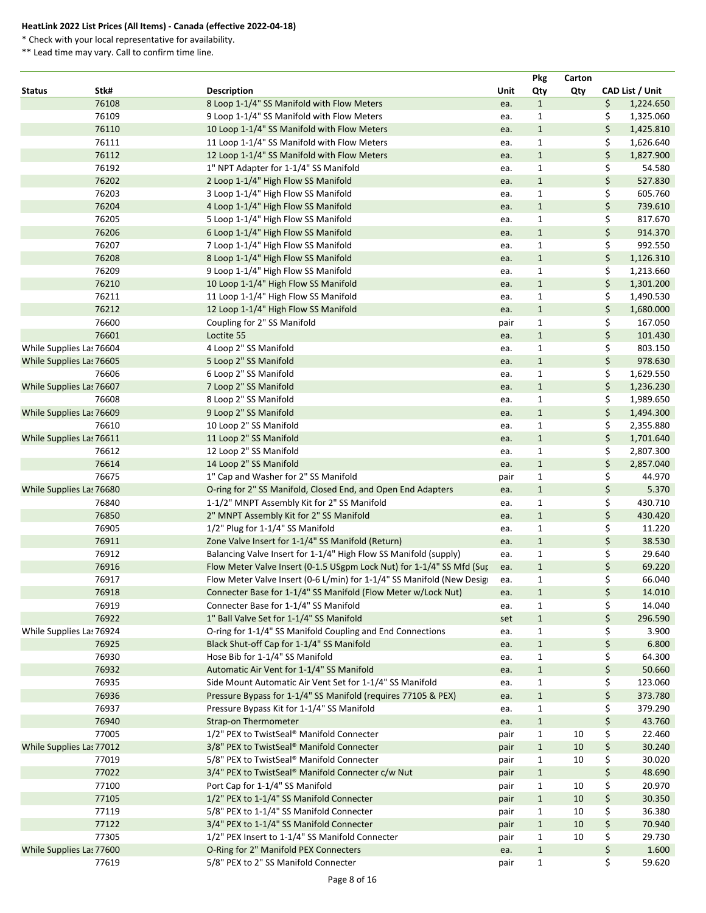**HeatLink 2022 List Prices (All Items) - Canada (effective 2022-04-18)**

\* Check with your local representative for availability.

\*\* Lead time may vary. Call to confirm time line.

| Status | Stk# | Description | Unit | Pkg Qty | Carton Qty | CAD List / Unit |
|---|---|---|---|---|---|---|
| | 76108 | 8 Loop 1-1/4" SS Manifold with Flow Meters | ea. | 1 | | $ 1,224.650 |
| | 76109 | 9 Loop 1-1/4" SS Manifold with Flow Meters | ea. | 1 | | $ 1,325.060 |
| | 76110 | 10 Loop 1-1/4" SS Manifold with Flow Meters | ea. | 1 | | $ 1,425.810 |
| | 76111 | 11 Loop 1-1/4" SS Manifold with Flow Meters | ea. | 1 | | $ 1,626.640 |
| | 76112 | 12 Loop 1-1/4" SS Manifold with Flow Meters | ea. | 1 | | $ 1,827.900 |
| | 76192 | 1" NPT Adapter for 1-1/4" SS Manifold | ea. | 1 | | $ 54.580 |
| | 76202 | 2 Loop 1-1/4" High Flow SS Manifold | ea. | 1 | | $ 527.830 |
| | 76203 | 3 Loop 1-1/4" High Flow SS Manifold | ea. | 1 | | $ 605.760 |
| | 76204 | 4 Loop 1-1/4" High Flow SS Manifold | ea. | 1 | | $ 739.610 |
| | 76205 | 5 Loop 1-1/4" High Flow SS Manifold | ea. | 1 | | $ 817.670 |
| | 76206 | 6 Loop 1-1/4" High Flow SS Manifold | ea. | 1 | | $ 914.370 |
| | 76207 | 7 Loop 1-1/4" High Flow SS Manifold | ea. | 1 | | $ 992.550 |
| | 76208 | 8 Loop 1-1/4" High Flow SS Manifold | ea. | 1 | | $ 1,126.310 |
| | 76209 | 9 Loop 1-1/4" High Flow SS Manifold | ea. | 1 | | $ 1,213.660 |
| | 76210 | 10 Loop 1-1/4" High Flow SS Manifold | ea. | 1 | | $ 1,301.200 |
| | 76211 | 11 Loop 1-1/4" High Flow SS Manifold | ea. | 1 | | $ 1,490.530 |
| | 76212 | 12 Loop 1-1/4" High Flow SS Manifold | ea. | 1 | | $ 1,680.000 |
| | 76600 | Coupling for 2" SS Manifold | pair | 1 | | $ 167.050 |
| | 76601 | Loctite 55 | ea. | 1 | | $ 101.430 |
| While Supplies Las | 76604 | 4 Loop 2" SS Manifold | ea. | 1 | | $ 803.150 |
| While Supplies Las | 76605 | 5 Loop 2" SS Manifold | ea. | 1 | | $ 978.630 |
| | 76606 | 6 Loop 2" SS Manifold | ea. | 1 | | $ 1,629.550 |
| While Supplies Las | 76607 | 7 Loop 2" SS Manifold | ea. | 1 | | $ 1,236.230 |
| | 76608 | 8 Loop 2" SS Manifold | ea. | 1 | | $ 1,989.650 |
| While Supplies Las | 76609 | 9 Loop 2" SS Manifold | ea. | 1 | | $ 1,494.300 |
| | 76610 | 10 Loop 2" SS Manifold | ea. | 1 | | $ 2,355.880 |
| While Supplies Las | 76611 | 11 Loop 2" SS Manifold | ea. | 1 | | $ 1,701.640 |
| | 76612 | 12 Loop 2" SS Manifold | ea. | 1 | | $ 2,807.300 |
| | 76614 | 14 Loop 2" SS Manifold | ea. | 1 | | $ 2,857.040 |
| | 76675 | 1" Cap and Washer for 2" SS Manifold | pair | 1 | | $ 44.970 |
| While Supplies Las | 76680 | O-ring for 2" SS Manifold, Closed End, and Open End Adapters | ea. | 1 | | $ 5.370 |
| | 76840 | 1-1/2" MNPT Assembly Kit for 2" SS Manifold | ea. | 1 | | $ 430.710 |
| | 76850 | 2" MNPT Assembly Kit for 2" SS Manifold | ea. | 1 | | $ 430.420 |
| | 76905 | 1/2" Plug for 1-1/4" SS Manifold | ea. | 1 | | $ 11.220 |
| | 76911 | Zone Valve Insert for 1-1/4" SS Manifold (Return) | ea. | 1 | | $ 38.530 |
| | 76912 | Balancing Valve Insert for 1-1/4" High Flow SS Manifold (supply) | ea. | 1 | | $ 29.640 |
| | 76916 | Flow Meter Valve Insert (0-1.5 USgpm Lock Nut) for 1-1/4" SS Mfd (Sup | ea. | 1 | | $ 69.220 |
| | 76917 | Flow Meter Valve Insert (0-6 L/min) for 1-1/4" SS Manifold (New Desig | ea. | 1 | | $ 66.040 |
| | 76918 | Connecter Base for 1-1/4" SS Manifold (Flow Meter w/Lock Nut) | ea. | 1 | | $ 14.010 |
| | 76919 | Connecter Base for 1-1/4" SS Manifold | ea. | 1 | | $ 14.040 |
| | 76922 | 1" Ball Valve Set for 1-1/4" SS Manifold | set | 1 | | $ 296.590 |
| While Supplies Las | 76924 | O-ring for 1-1/4" SS Manifold Coupling and End Connections | ea. | 1 | | $ 3.900 |
| | 76925 | Black Shut-off Cap for 1-1/4" SS Manifold | ea. | 1 | | $ 6.800 |
| | 76930 | Hose Bib for 1-1/4" SS Manifold | ea. | 1 | | $ 64.300 |
| | 76932 | Automatic Air Vent for 1-1/4" SS Manifold | ea. | 1 | | $ 50.660 |
| | 76935 | Side Mount Automatic Air Vent Set for 1-1/4" SS Manifold | ea. | 1 | | $ 123.060 |
| | 76936 | Pressure Bypass for 1-1/4" SS Manifold (requires 77105 & PEX) | ea. | 1 | | $ 373.780 |
| | 76937 | Pressure Bypass Kit for 1-1/4" SS Manifold | ea. | 1 | | $ 379.290 |
| | 76940 | Strap-on Thermometer | ea. | 1 | | $ 43.760 |
| | 77005 | 1/2" PEX to TwistSeal® Manifold Connecter | pair | 1 | 10 | $ 22.460 |
| While Supplies Las | 77012 | 3/8" PEX to TwistSeal® Manifold Connecter | pair | 1 | 10 | $ 30.240 |
| | 77019 | 5/8" PEX to TwistSeal® Manifold Connecter | pair | 1 | 10 | $ 30.020 |
| | 77022 | 3/4" PEX to TwistSeal® Manifold Connecter c/w Nut | pair | 1 | | $ 48.690 |
| | 77100 | Port Cap for 1-1/4" SS Manifold | pair | 1 | 10 | $ 20.970 |
| | 77105 | 1/2" PEX to 1-1/4" SS Manifold Connecter | pair | 1 | 10 | $ 30.350 |
| | 77119 | 5/8" PEX to 1-1/4" SS Manifold Connecter | pair | 1 | 10 | $ 36.380 |
| | 77122 | 3/4" PEX to 1-1/4" SS Manifold Connecter | pair | 1 | 10 | $ 70.940 |
| | 77305 | 1/2" PEX Insert to 1-1/4" SS Manifold Connecter | pair | 1 | 10 | $ 29.730 |
| While Supplies Las | 77600 | O-Ring for 2" Manifold PEX Connecters | ea. | 1 | | $ 1.600 |
| | 77619 | 5/8" PEX to 2" SS Manifold Connecter | pair | 1 | | $ 59.620 |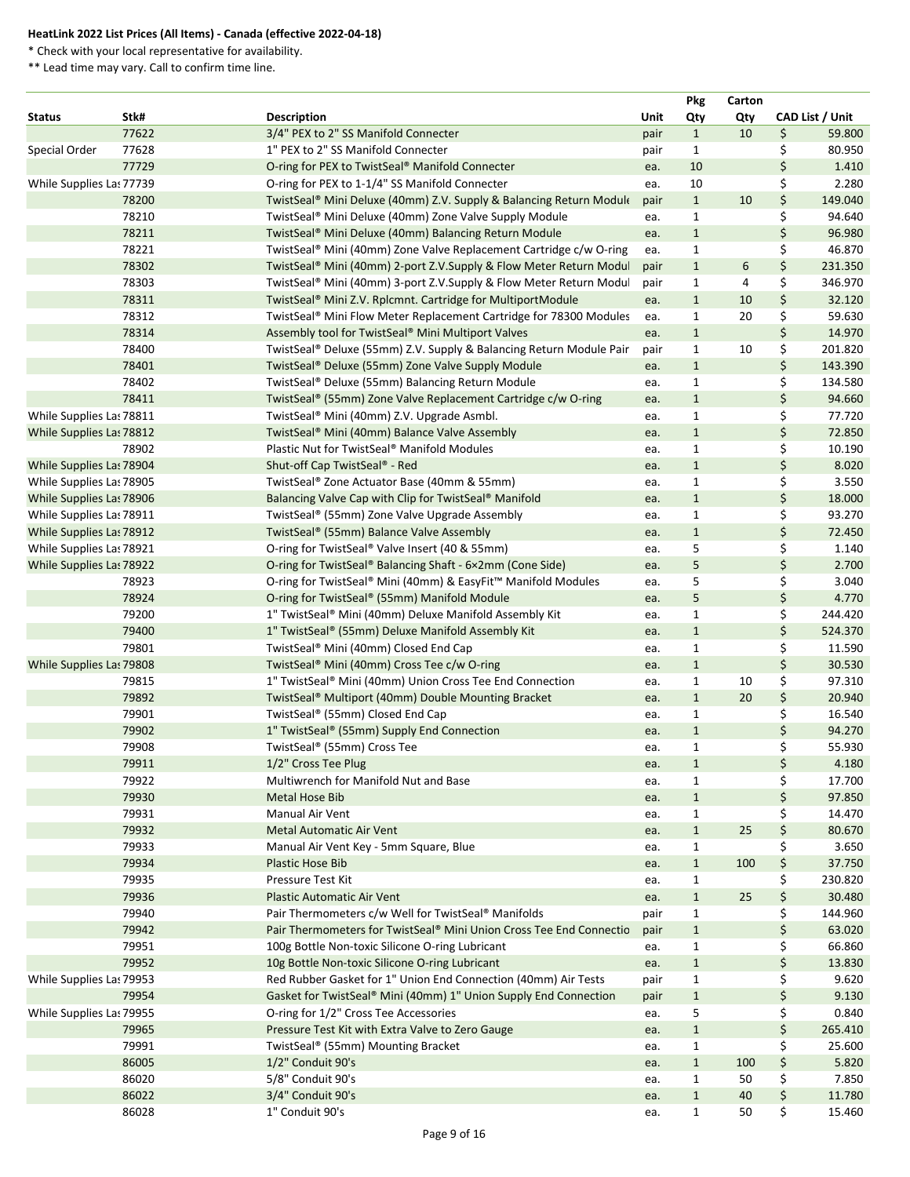**HeatLink 2022 List Prices (All Items) - Canada (effective 2022-04-18)**

\* Check with your local representative for availability.

\*\* Lead time may vary. Call to confirm time line.

| Status | Stk# | Description | Unit | Pkg Qty | Carton Qty | CAD List / Unit |
|---|---|---|---|---|---|---|
| | 77622 | 3/4" PEX to 2" SS Manifold Connecter | pair | 1 | 10 | $ 59.800 |
| Special Order | 77628 | 1" PEX to 2" SS Manifold Connecter | pair | 1 | | $ 80.950 |
| | 77729 | O-ring for PEX to TwistSeal® Manifold Connecter | ea. | 10 | | $ 1.410 |
| While Supplies Las | 77739 | O-ring for PEX to 1-1/4" SS Manifold Connecter | ea. | 10 | | $ 2.280 |
| | 78200 | TwistSeal® Mini Deluxe (40mm) Z.V. Supply & Balancing Return Module | pair | 1 | 10 | $ 149.040 |
| | 78210 | TwistSeal® Mini Deluxe (40mm) Zone Valve Supply Module | ea. | 1 | | $ 94.640 |
| | 78211 | TwistSeal® Mini Deluxe (40mm) Balancing Return Module | ea. | 1 | | $ 96.980 |
| | 78221 | TwistSeal® Mini (40mm) Zone Valve Replacement Cartridge c/w O-ring | ea. | 1 | | $ 46.870 |
| | 78302 | TwistSeal® Mini (40mm) 2-port Z.V.Supply & Flow Meter Return Modul | pair | 1 | 6 | $ 231.350 |
| | 78303 | TwistSeal® Mini (40mm) 3-port Z.V.Supply & Flow Meter Return Modul | pair | 1 | 4 | $ 346.970 |
| | 78311 | TwistSeal® Mini Z.V. Rplcmnt. Cartridge for MultiportModule | ea. | 1 | 10 | $ 32.120 |
| | 78312 | TwistSeal® Mini Flow Meter Replacement Cartridge for 78300 Modules | ea. | 1 | 20 | $ 59.630 |
| | 78314 | Assembly tool for TwistSeal® Mini Multiport Valves | ea. | 1 | | $ 14.970 |
| | 78400 | TwistSeal® Deluxe (55mm) Z.V. Supply & Balancing Return Module Pair | pair | 1 | 10 | $ 201.820 |
| | 78401 | TwistSeal® Deluxe (55mm) Zone Valve Supply Module | ea. | 1 | | $ 143.390 |
| | 78402 | TwistSeal® Deluxe (55mm) Balancing Return Module | ea. | 1 | | $ 134.580 |
| | 78411 | TwistSeal® (55mm) Zone Valve Replacement Cartridge c/w O-ring | ea. | 1 | | $ 94.660 |
| While Supplies Las | 78811 | TwistSeal® Mini (40mm) Z.V. Upgrade Asmbl. | ea. | 1 | | $ 77.720 |
| While Supplies Las | 78812 | TwistSeal® Mini (40mm) Balance Valve Assembly | ea. | 1 | | $ 72.850 |
| | 78902 | Plastic Nut for TwistSeal® Manifold Modules | ea. | 1 | | $ 10.190 |
| While Supplies Las | 78904 | Shut-off Cap TwistSeal® - Red | ea. | 1 | | $ 8.020 |
| While Supplies Las | 78905 | TwistSeal® Zone Actuator Base (40mm & 55mm) | ea. | 1 | | $ 3.550 |
| While Supplies Las | 78906 | Balancing Valve Cap with Clip for TwistSeal® Manifold | ea. | 1 | | $ 18.000 |
| While Supplies Las | 78911 | TwistSeal® (55mm) Zone Valve Upgrade Assembly | ea. | 1 | | $ 93.270 |
| While Supplies Las | 78912 | TwistSeal® (55mm) Balance Valve Assembly | ea. | 1 | | $ 72.450 |
| While Supplies Las | 78921 | O-ring for TwistSeal® Valve Insert (40 & 55mm) | ea. | 5 | | $ 1.140 |
| While Supplies Las | 78922 | O-ring for TwistSeal® Balancing Shaft - 6×2mm (Cone Side) | ea. | 5 | | $ 2.700 |
| | 78923 | O-ring for TwistSeal® Mini (40mm) & EasyFit™ Manifold Modules | ea. | 5 | | $ 3.040 |
| | 78924 | O-ring for TwistSeal® (55mm) Manifold Module | ea. | 5 | | $ 4.770 |
| | 79200 | 1" TwistSeal® Mini (40mm) Deluxe Manifold Assembly Kit | ea. | 1 | | $ 244.420 |
| | 79400 | 1" TwistSeal® (55mm) Deluxe Manifold Assembly Kit | ea. | 1 | | $ 524.370 |
| | 79801 | TwistSeal® Mini (40mm) Closed End Cap | ea. | 1 | | $ 11.590 |
| While Supplies Las | 79808 | TwistSeal® Mini (40mm) Cross Tee c/w O-ring | ea. | 1 | | $ 30.530 |
| | 79815 | 1" TwistSeal® Mini (40mm) Union Cross Tee End Connection | ea. | 1 | 10 | $ 97.310 |
| | 79892 | TwistSeal® Multiport (40mm) Double Mounting Bracket | ea. | 1 | 20 | $ 20.940 |
| | 79901 | TwistSeal® (55mm) Closed End Cap | ea. | 1 | | $ 16.540 |
| | 79902 | 1" TwistSeal® (55mm) Supply End Connection | ea. | 1 | | $ 94.270 |
| | 79908 | TwistSeal® (55mm) Cross Tee | ea. | 1 | | $ 55.930 |
| | 79911 | 1/2" Cross Tee Plug | ea. | 1 | | $ 4.180 |
| | 79922 | Multiwrench for Manifold Nut and Base | ea. | 1 | | $ 17.700 |
| | 79930 | Metal Hose Bib | ea. | 1 | | $ 97.850 |
| | 79931 | Manual Air Vent | ea. | 1 | | $ 14.470 |
| | 79932 | Metal Automatic Air Vent | ea. | 1 | 25 | $ 80.670 |
| | 79933 | Manual Air Vent Key - 5mm Square, Blue | ea. | 1 | | $ 3.650 |
| | 79934 | Plastic Hose Bib | ea. | 1 | 100 | $ 37.750 |
| | 79935 | Pressure Test Kit | ea. | 1 | | $ 230.820 |
| | 79936 | Plastic Automatic Air Vent | ea. | 1 | 25 | $ 30.480 |
| | 79940 | Pair Thermometers c/w Well for TwistSeal® Manifolds | pair | 1 | | $ 144.960 |
| | 79942 | Pair Thermometers for TwistSeal® Mini Union Cross Tee End Connectio | pair | 1 | | $ 63.020 |
| | 79951 | 100g Bottle Non-toxic Silicone O-ring Lubricant | ea. | 1 | | $ 66.860 |
| | 79952 | 10g Bottle Non-toxic Silicone O-ring Lubricant | ea. | 1 | | $ 13.830 |
| While Supplies Las | 79953 | Red Rubber Gasket for 1" Union End Connection (40mm) Air Tests | pair | 1 | | $ 9.620 |
| | 79954 | Gasket for TwistSeal® Mini (40mm) 1" Union Supply End Connection | pair | 1 | | $ 9.130 |
| While Supplies Las | 79955 | O-ring for 1/2" Cross Tee Accessories | ea. | 5 | | $ 0.840 |
| | 79965 | Pressure Test Kit with Extra Valve to Zero Gauge | ea. | 1 | | $ 265.410 |
| | 79991 | TwistSeal® (55mm) Mounting Bracket | ea. | 1 | | $ 25.600 |
| | 86005 | 1/2" Conduit 90's | ea. | 1 | 100 | $ 5.820 |
| | 86020 | 5/8" Conduit 90's | ea. | 1 | 50 | $ 7.850 |
| | 86022 | 3/4" Conduit 90's | ea. | 1 | 40 | $ 11.780 |
| | 86028 | 1" Conduit 90's | ea. | 1 | 50 | $ 15.460 |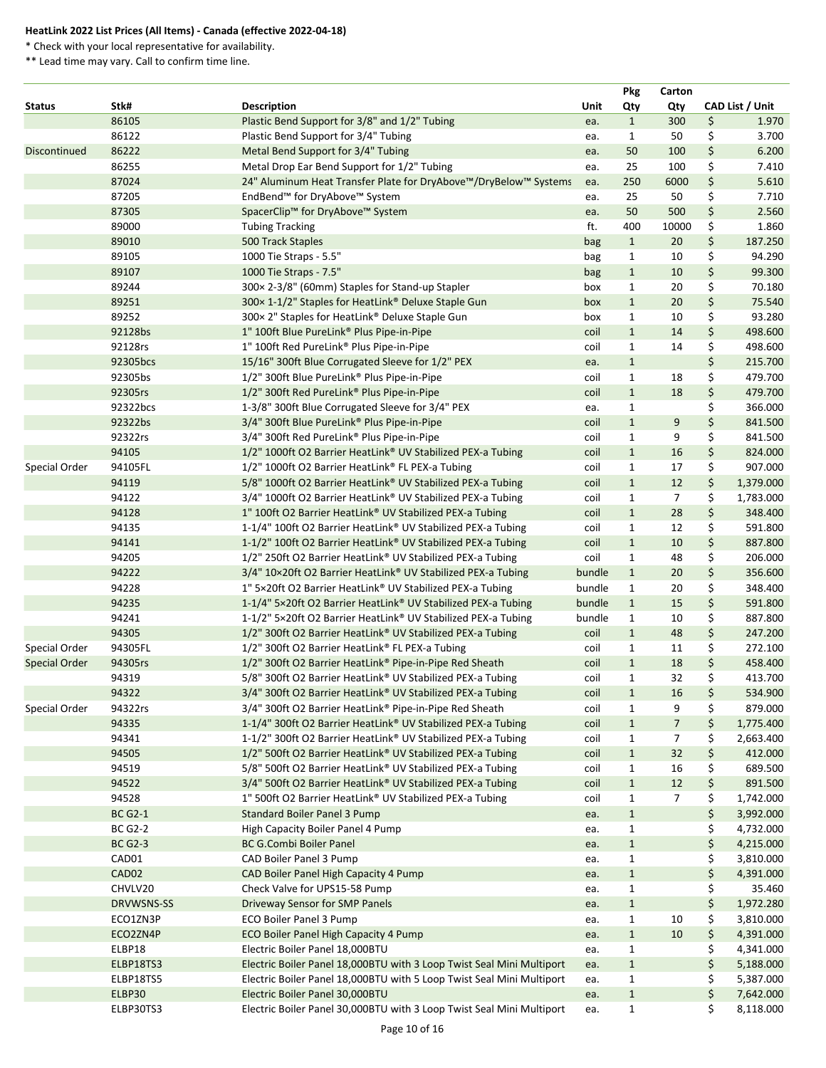**HeatLink 2022 List Prices (All Items) - Canada (effective 2022-04-18)**

\* Check with your local representative for availability.

\*\* Lead time may vary. Call to confirm time line.

| Status | Stk# | Description | Unit | Pkg Qty | Carton Qty | CAD List / Unit |
|---|---|---|---|---|---|---|
| | 86105 | Plastic Bend Support for 3/8" and 1/2" Tubing | ea. | 1 | 300 | $ 1.970 |
| | 86122 | Plastic Bend Support for 3/4" Tubing | ea. | 1 | 50 | $ 3.700 |
| Discontinued | 86222 | Metal Bend Support for 3/4" Tubing | ea. | 50 | 100 | $ 6.200 |
| | 86255 | Metal Drop Ear Bend Support for 1/2" Tubing | ea. | 25 | 100 | $ 7.410 |
| | 87024 | 24" Aluminum Heat Transfer Plate for DryAbove™/DryBelow™ Systems | ea. | 250 | 6000 | $ 5.610 |
| | 87205 | EndBend™ for DryAbove™ System | ea. | 25 | 50 | $ 7.710 |
| | 87305 | SpacerClip™ for DryAbove™ System | ea. | 50 | 500 | $ 2.560 |
| | 89000 | Tubing Tracking | ft. | 400 | 10000 | $ 1.860 |
| | 89010 | 500 Track Staples | bag | 1 | 20 | $ 187.250 |
| | 89105 | 1000 Tie Straps - 5.5" | bag | 1 | 10 | $ 94.290 |
| | 89107 | 1000 Tie Straps - 7.5" | bag | 1 | 10 | $ 99.300 |
| | 89244 | 300× 2-3/8" (60mm) Staples for Stand-up Stapler | box | 1 | 20 | $ 70.180 |
| | 89251 | 300× 1-1/2" Staples for HeatLink® Deluxe Staple Gun | box | 1 | 20 | $ 75.540 |
| | 89252 | 300× 2" Staples for HeatLink® Deluxe Staple Gun | box | 1 | 10 | $ 93.280 |
| | 92128bs | 1" 100ft Blue PureLink® Plus Pipe-in-Pipe | coil | 1 | 14 | $ 498.600 |
| | 92128rs | 1" 100ft Red PureLink® Plus Pipe-in-Pipe | coil | 1 | 14 | $ 498.600 |
| | 92305bcs | 15/16" 300ft Blue Corrugated Sleeve for 1/2" PEX | ea. | 1 | | $ 215.700 |
| | 92305bs | 1/2" 300ft Blue PureLink® Plus Pipe-in-Pipe | coil | 1 | 18 | $ 479.700 |
| | 92305rs | 1/2" 300ft Red PureLink® Plus Pipe-in-Pipe | coil | 1 | 18 | $ 479.700 |
| | 92322bcs | 1-3/8" 300ft Blue Corrugated Sleeve for 3/4" PEX | ea. | 1 | | $ 366.000 |
| | 92322bs | 3/4" 300ft Blue PureLink® Plus Pipe-in-Pipe | coil | 1 | 9 | $ 841.500 |
| | 92322rs | 3/4" 300ft Red PureLink® Plus Pipe-in-Pipe | coil | 1 | 9 | $ 841.500 |
| | 94105 | 1/2" 1000ft O2 Barrier HeatLink® UV Stabilized PEX-a Tubing | coil | 1 | 16 | $ 824.000 |
| Special Order | 94105FL | 1/2" 1000ft O2 Barrier HeatLink® FL PEX-a Tubing | coil | 1 | 17 | $ 907.000 |
| | 94119 | 5/8" 1000ft O2 Barrier HeatLink® UV Stabilized PEX-a Tubing | coil | 1 | 12 | $ 1,379.000 |
| | 94122 | 3/4" 1000ft O2 Barrier HeatLink® UV Stabilized PEX-a Tubing | coil | 1 | 7 | $ 1,783.000 |
| | 94128 | 1" 100ft O2 Barrier HeatLink® UV Stabilized PEX-a Tubing | coil | 1 | 28 | $ 348.400 |
| | 94135 | 1-1/4" 100ft O2 Barrier HeatLink® UV Stabilized PEX-a Tubing | coil | 1 | 12 | $ 591.800 |
| | 94141 | 1-1/2" 100ft O2 Barrier HeatLink® UV Stabilized PEX-a Tubing | coil | 1 | 10 | $ 887.800 |
| | 94205 | 1/2" 250ft O2 Barrier HeatLink® UV Stabilized PEX-a Tubing | coil | 1 | 48 | $ 206.000 |
| | 94222 | 3/4" 10×20ft O2 Barrier HeatLink® UV Stabilized PEX-a Tubing | bundle | 1 | 20 | $ 356.600 |
| | 94228 | 1" 5×20ft O2 Barrier HeatLink® UV Stabilized PEX-a Tubing | bundle | 1 | 20 | $ 348.400 |
| | 94235 | 1-1/4" 5×20ft O2 Barrier HeatLink® UV Stabilized PEX-a Tubing | bundle | 1 | 15 | $ 591.800 |
| | 94241 | 1-1/2" 5×20ft O2 Barrier HeatLink® UV Stabilized PEX-a Tubing | bundle | 1 | 10 | $ 887.800 |
| | 94305 | 1/2" 300ft O2 Barrier HeatLink® UV Stabilized PEX-a Tubing | coil | 1 | 48 | $ 247.200 |
| Special Order | 94305FL | 1/2" 300ft O2 Barrier HeatLink® FL PEX-a Tubing | coil | 1 | 11 | $ 272.100 |
| Special Order | 94305rs | 1/2" 300ft O2 Barrier HeatLink® Pipe-in-Pipe Red Sheath | coil | 1 | 18 | $ 458.400 |
| | 94319 | 5/8" 300ft O2 Barrier HeatLink® UV Stabilized PEX-a Tubing | coil | 1 | 32 | $ 413.700 |
| | 94322 | 3/4" 300ft O2 Barrier HeatLink® UV Stabilized PEX-a Tubing | coil | 1 | 16 | $ 534.900 |
| Special Order | 94322rs | 3/4" 300ft O2 Barrier HeatLink® Pipe-in-Pipe Red Sheath | coil | 1 | 9 | $ 879.000 |
| | 94335 | 1-1/4" 300ft O2 Barrier HeatLink® UV Stabilized PEX-a Tubing | coil | 1 | 7 | $ 1,775.400 |
| | 94341 | 1-1/2" 300ft O2 Barrier HeatLink® UV Stabilized PEX-a Tubing | coil | 1 | 7 | $ 2,663.400 |
| | 94505 | 1/2" 500ft O2 Barrier HeatLink® UV Stabilized PEX-a Tubing | coil | 1 | 32 | $ 412.000 |
| | 94519 | 5/8" 500ft O2 Barrier HeatLink® UV Stabilized PEX-a Tubing | coil | 1 | 16 | $ 689.500 |
| | 94522 | 3/4" 500ft O2 Barrier HeatLink® UV Stabilized PEX-a Tubing | coil | 1 | 12 | $ 891.500 |
| | 94528 | 1" 500ft O2 Barrier HeatLink® UV Stabilized PEX-a Tubing | coil | 1 | 7 | $ 1,742.000 |
| | BC G2-1 | Standard Boiler Panel 3 Pump | ea. | 1 | | $ 3,992.000 |
| | BC G2-2 | High Capacity Boiler Panel 4 Pump | ea. | 1 | | $ 4,732.000 |
| | BC G2-3 | BC G.Combi Boiler Panel | ea. | 1 | | $ 4,215.000 |
| | CAD01 | CAD Boiler Panel 3 Pump | ea. | 1 | | $ 3,810.000 |
| | CAD02 | CAD Boiler Panel High Capacity 4 Pump | ea. | 1 | | $ 4,391.000 |
| | CHVLV20 | Check Valve for UPS15-58 Pump | ea. | 1 | | $ 35.460 |
| | DRVWSNS-SS | Driveway Sensor for SMP Panels | ea. | 1 | | $ 1,972.280 |
| | ECO1ZN3P | ECO Boiler Panel 3 Pump | ea. | 1 | 10 | $ 3,810.000 |
| | ECO2ZN4P | ECO Boiler Panel High Capacity 4 Pump | ea. | 1 | 10 | $ 4,391.000 |
| | ELBP18 | Electric Boiler Panel 18,000BTU | ea. | 1 | | $ 4,341.000 |
| | ELBP18TS3 | Electric Boiler Panel 18,000BTU with 3 Loop Twist Seal Mini Multiport | ea. | 1 | | $ 5,188.000 |
| | ELBP18TS5 | Electric Boiler Panel 18,000BTU with 5 Loop Twist Seal Mini Multiport | ea. | 1 | | $ 5,387.000 |
| | ELBP30 | Electric Boiler Panel 30,000BTU | ea. | 1 | | $ 7,642.000 |
| | ELBP30TS3 | Electric Boiler Panel 30,000BTU with 3 Loop Twist Seal Mini Multiport | ea. | 1 | | $ 8,118.000 |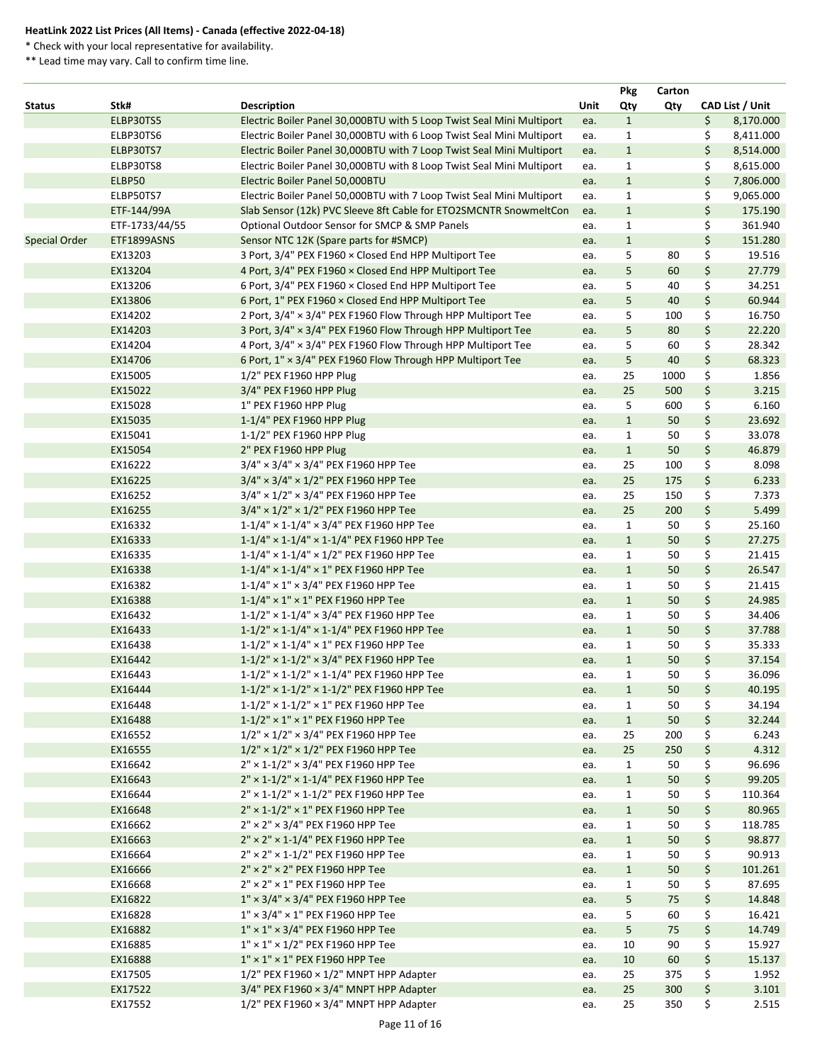**HeatLink 2022 List Prices (All Items) - Canada (effective 2022-04-18)**

* Check with your local representative for availability.

** Lead time may vary. Call to confirm time line.

| Status | Stk# | Description | Unit | Pkg Qty | Carton Qty | CAD List / Unit |
|---|---|---|---|---|---|---|
| | ELBP30TS5 | Electric Boiler Panel 30,000BTU with 5 Loop Twist Seal Mini Multiport | ea. | 1 | | $ 8,170.000 |
| | ELBP30TS6 | Electric Boiler Panel 30,000BTU with 6 Loop Twist Seal Mini Multiport | ea. | 1 | | $ 8,411.000 |
| | ELBP30TS7 | Electric Boiler Panel 30,000BTU with 7 Loop Twist Seal Mini Multiport | ea. | 1 | | $ 8,514.000 |
| | ELBP30TS8 | Electric Boiler Panel 30,000BTU with 8 Loop Twist Seal Mini Multiport | ea. | 1 | | $ 8,615.000 |
| | ELBP50 | Electric Boiler Panel 50,000BTU | ea. | 1 | | $ 7,806.000 |
| | ELBP50TS7 | Electric Boiler Panel 50,000BTU with 7 Loop Twist Seal Mini Multiport | ea. | 1 | | $ 9,065.000 |
| | ETF-144/99A | Slab Sensor (12k) PVC Sleeve 8ft Cable for ETO2SMCNTR SnowmeltCon | ea. | 1 | | $ 175.190 |
| | ETF-1733/44/55 | Optional Outdoor Sensor for SMCP & SMP Panels | ea. | 1 | | $ 361.940 |
| Special Order | ETF1899ASNS | Sensor NTC 12K (Spare parts for #SMCP) | ea. | 1 | | $ 151.280 |
| | EX13203 | 3 Port, 3/4" PEX F1960 × Closed End HPP Multiport Tee | ea. | 5 | 80 | $ 19.516 |
| | EX13204 | 4 Port, 3/4" PEX F1960 × Closed End HPP Multiport Tee | ea. | 5 | 60 | $ 27.779 |
| | EX13206 | 6 Port, 3/4" PEX F1960 × Closed End HPP Multiport Tee | ea. | 5 | 40 | $ 34.251 |
| | EX13806 | 6 Port, 1" PEX F1960 × Closed End HPP Multiport Tee | ea. | 5 | 40 | $ 60.944 |
| | EX14202 | 2 Port, 3/4" × 3/4" PEX F1960 Flow Through HPP Multiport Tee | ea. | 5 | 100 | $ 16.750 |
| | EX14203 | 3 Port, 3/4" × 3/4" PEX F1960 Flow Through HPP Multiport Tee | ea. | 5 | 80 | $ 22.220 |
| | EX14204 | 4 Port, 3/4" × 3/4" PEX F1960 Flow Through HPP Multiport Tee | ea. | 5 | 60 | $ 28.342 |
| | EX14706 | 6 Port, 1" × 3/4" PEX F1960 Flow Through HPP Multiport Tee | ea. | 5 | 40 | $ 68.323 |
| | EX15005 | 1/2" PEX F1960 HPP Plug | ea. | 25 | 1000 | $ 1.856 |
| | EX15022 | 3/4" PEX F1960 HPP Plug | ea. | 25 | 500 | $ 3.215 |
| | EX15028 | 1" PEX F1960 HPP Plug | ea. | 5 | 600 | $ 6.160 |
| | EX15035 | 1-1/4" PEX F1960 HPP Plug | ea. | 1 | 50 | $ 23.692 |
| | EX15041 | 1-1/2" PEX F1960 HPP Plug | ea. | 1 | 50 | $ 33.078 |
| | EX15054 | 2" PEX F1960 HPP Plug | ea. | 1 | 50 | $ 46.879 |
| | EX16222 | 3/4" × 3/4" × 3/4" PEX F1960 HPP Tee | ea. | 25 | 100 | $ 8.098 |
| | EX16225 | 3/4" × 3/4" × 1/2" PEX F1960 HPP Tee | ea. | 25 | 175 | $ 6.233 |
| | EX16252 | 3/4" × 1/2" × 3/4" PEX F1960 HPP Tee | ea. | 25 | 150 | $ 7.373 |
| | EX16255 | 3/4" × 1/2" × 1/2" PEX F1960 HPP Tee | ea. | 25 | 200 | $ 5.499 |
| | EX16332 | 1-1/4" × 1-1/4" × 3/4" PEX F1960 HPP Tee | ea. | 1 | 50 | $ 25.160 |
| | EX16333 | 1-1/4" × 1-1/4" × 1-1/4" PEX F1960 HPP Tee | ea. | 1 | 50 | $ 27.275 |
| | EX16335 | 1-1/4" × 1-1/4" × 1/2" PEX F1960 HPP Tee | ea. | 1 | 50 | $ 21.415 |
| | EX16338 | 1-1/4" × 1-1/4" × 1" PEX F1960 HPP Tee | ea. | 1 | 50 | $ 26.547 |
| | EX16382 | 1-1/4" × 1" × 3/4" PEX F1960 HPP Tee | ea. | 1 | 50 | $ 21.415 |
| | EX16388 | 1-1/4" × 1" × 1" PEX F1960 HPP Tee | ea. | 1 | 50 | $ 24.985 |
| | EX16432 | 1-1/2" × 1-1/4" × 3/4" PEX F1960 HPP Tee | ea. | 1 | 50 | $ 34.406 |
| | EX16433 | 1-1/2" × 1-1/4" × 1-1/4" PEX F1960 HPP Tee | ea. | 1 | 50 | $ 37.788 |
| | EX16438 | 1-1/2" × 1-1/4" × 1" PEX F1960 HPP Tee | ea. | 1 | 50 | $ 35.333 |
| | EX16442 | 1-1/2" × 1-1/2" × 3/4" PEX F1960 HPP Tee | ea. | 1 | 50 | $ 37.154 |
| | EX16443 | 1-1/2" × 1-1/2" × 1-1/4" PEX F1960 HPP Tee | ea. | 1 | 50 | $ 36.096 |
| | EX16444 | 1-1/2" × 1-1/2" × 1-1/2" PEX F1960 HPP Tee | ea. | 1 | 50 | $ 40.195 |
| | EX16448 | 1-1/2" × 1-1/2" × 1" PEX F1960 HPP Tee | ea. | 1 | 50 | $ 34.194 |
| | EX16488 | 1-1/2" × 1" × 1" PEX F1960 HPP Tee | ea. | 1 | 50 | $ 32.244 |
| | EX16552 | 1/2" × 1/2" × 3/4" PEX F1960 HPP Tee | ea. | 25 | 200 | $ 6.243 |
| | EX16555 | 1/2" × 1/2" × 1/2" PEX F1960 HPP Tee | ea. | 25 | 250 | $ 4.312 |
| | EX16642 | 2" × 1-1/2" × 3/4" PEX F1960 HPP Tee | ea. | 1 | 50 | $ 96.696 |
| | EX16643 | 2" × 1-1/2" × 1-1/4" PEX F1960 HPP Tee | ea. | 1 | 50 | $ 99.205 |
| | EX16644 | 2" × 1-1/2" × 1-1/2" PEX F1960 HPP Tee | ea. | 1 | 50 | $ 110.364 |
| | EX16648 | 2" × 1-1/2" × 1" PEX F1960 HPP Tee | ea. | 1 | 50 | $ 80.965 |
| | EX16662 | 2" × 2" × 3/4" PEX F1960 HPP Tee | ea. | 1 | 50 | $ 118.785 |
| | EX16663 | 2" × 2" × 1-1/4" PEX F1960 HPP Tee | ea. | 1 | 50 | $ 98.877 |
| | EX16664 | 2" × 2" × 1-1/2" PEX F1960 HPP Tee | ea. | 1 | 50 | $ 90.913 |
| | EX16666 | 2" × 2" × 2" PEX F1960 HPP Tee | ea. | 1 | 50 | $ 101.261 |
| | EX16668 | 2" × 2" × 1" PEX F1960 HPP Tee | ea. | 1 | 50 | $ 87.695 |
| | EX16822 | 1" × 3/4" × 3/4" PEX F1960 HPP Tee | ea. | 5 | 75 | $ 14.848 |
| | EX16828 | 1" × 3/4" × 1" PEX F1960 HPP Tee | ea. | 5 | 60 | $ 16.421 |
| | EX16882 | 1" × 1" × 3/4" PEX F1960 HPP Tee | ea. | 5 | 75 | $ 14.749 |
| | EX16885 | 1" × 1" × 1/2" PEX F1960 HPP Tee | ea. | 10 | 90 | $ 15.927 |
| | EX16888 | 1" × 1" × 1" PEX F1960 HPP Tee | ea. | 10 | 60 | $ 15.137 |
| | EX17505 | 1/2" PEX F1960 × 1/2" MNPT HPP Adapter | ea. | 25 | 375 | $ 1.952 |
| | EX17522 | 3/4" PEX F1960 × 3/4" MNPT HPP Adapter | ea. | 25 | 300 | $ 3.101 |
| | EX17552 | 1/2" PEX F1960 × 3/4" MNPT HPP Adapter | ea. | 25 | 350 | $ 2.515 |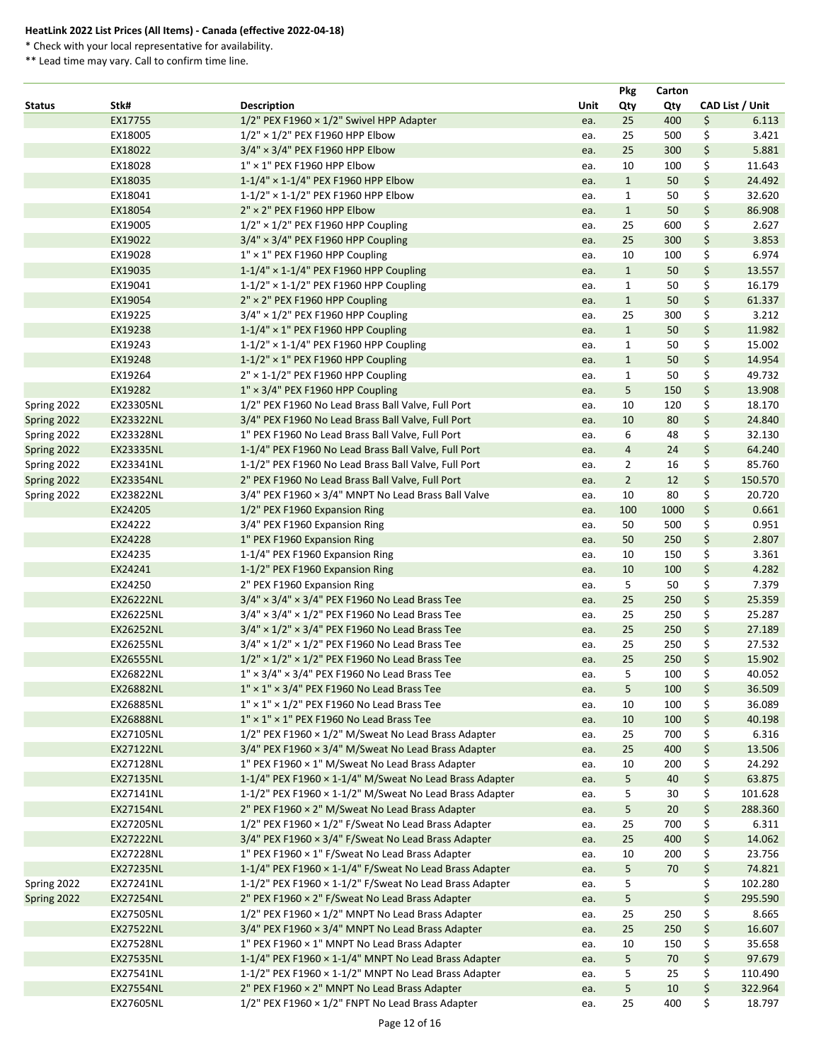**HeatLink 2022 List Prices (All Items) - Canada (effective 2022-04-18)**

\* Check with your local representative for availability.

\*\* Lead time may vary. Call to confirm time line.

| Status | Stk# | Description | Unit | Pkg Qty | Carton Qty | CAD List / Unit |
|---|---|---|---|---|---|---|
| | EX17755 | 1/2" PEX F1960 × 1/2" Swivel HPP Adapter | ea. | 25 | 400 | $ 6.113 |
| | EX18005 | 1/2" × 1/2" PEX F1960 HPP Elbow | ea. | 25 | 500 | $ 3.421 |
| | EX18022 | 3/4" × 3/4" PEX F1960 HPP Elbow | ea. | 25 | 300 | $ 5.881 |
| | EX18028 | 1" × 1" PEX F1960 HPP Elbow | ea. | 10 | 100 | $ 11.643 |
| | EX18035 | 1-1/4" × 1-1/4" PEX F1960 HPP Elbow | ea. | 1 | 50 | $ 24.492 |
| | EX18041 | 1-1/2" × 1-1/2" PEX F1960 HPP Elbow | ea. | 1 | 50 | $ 32.620 |
| | EX18054 | 2" × 2" PEX F1960 HPP Elbow | ea. | 1 | 50 | $ 86.908 |
| | EX19005 | 1/2" × 1/2" PEX F1960 HPP Coupling | ea. | 25 | 600 | $ 2.627 |
| | EX19022 | 3/4" × 3/4" PEX F1960 HPP Coupling | ea. | 25 | 300 | $ 3.853 |
| | EX19028 | 1" × 1" PEX F1960 HPP Coupling | ea. | 10 | 100 | $ 6.974 |
| | EX19035 | 1-1/4" × 1-1/4" PEX F1960 HPP Coupling | ea. | 1 | 50 | $ 13.557 |
| | EX19041 | 1-1/2" × 1-1/2" PEX F1960 HPP Coupling | ea. | 1 | 50 | $ 16.179 |
| | EX19054 | 2" × 2" PEX F1960 HPP Coupling | ea. | 1 | 50 | $ 61.337 |
| | EX19225 | 3/4" × 1/2" PEX F1960 HPP Coupling | ea. | 25 | 300 | $ 3.212 |
| | EX19238 | 1-1/4" × 1" PEX F1960 HPP Coupling | ea. | 1 | 50 | $ 11.982 |
| | EX19243 | 1-1/2" × 1-1/4" PEX F1960 HPP Coupling | ea. | 1 | 50 | $ 15.002 |
| | EX19248 | 1-1/2" × 1" PEX F1960 HPP Coupling | ea. | 1 | 50 | $ 14.954 |
| | EX19264 | 2" × 1-1/2" PEX F1960 HPP Coupling | ea. | 1 | 50 | $ 49.732 |
| | EX19282 | 1" × 3/4" PEX F1960 HPP Coupling | ea. | 5 | 150 | $ 13.908 |
| Spring 2022 | EX23305NL | 1/2" PEX F1960 No Lead Brass Ball Valve, Full Port | ea. | 10 | 120 | $ 18.170 |
| Spring 2022 | EX23322NL | 3/4" PEX F1960 No Lead Brass Ball Valve, Full Port | ea. | 10 | 80 | $ 24.840 |
| Spring 2022 | EX23328NL | 1" PEX F1960 No Lead Brass Ball Valve, Full Port | ea. | 6 | 48 | $ 32.130 |
| Spring 2022 | EX23335NL | 1-1/4" PEX F1960 No Lead Brass Ball Valve, Full Port | ea. | 4 | 24 | $ 64.240 |
| Spring 2022 | EX23341NL | 1-1/2" PEX F1960 No Lead Brass Ball Valve, Full Port | ea. | 2 | 16 | $ 85.760 |
| Spring 2022 | EX23354NL | 2" PEX F1960 No Lead Brass Ball Valve, Full Port | ea. | 2 | 12 | $ 150.570 |
| Spring 2022 | EX23822NL | 3/4" PEX F1960 × 3/4" MNPT No Lead Brass Ball Valve | ea. | 10 | 80 | $ 20.720 |
| | EX24205 | 1/2" PEX F1960 Expansion Ring | ea. | 100 | 1000 | $ 0.661 |
| | EX24222 | 3/4" PEX F1960 Expansion Ring | ea. | 50 | 500 | $ 0.951 |
| | EX24228 | 1" PEX F1960 Expansion Ring | ea. | 50 | 250 | $ 2.807 |
| | EX24235 | 1-1/4" PEX F1960 Expansion Ring | ea. | 10 | 150 | $ 3.361 |
| | EX24241 | 1-1/2" PEX F1960 Expansion Ring | ea. | 10 | 100 | $ 4.282 |
| | EX24250 | 2" PEX F1960 Expansion Ring | ea. | 5 | 50 | $ 7.379 |
| | EX26222NL | 3/4" × 3/4" × 3/4" PEX F1960 No Lead Brass Tee | ea. | 25 | 250 | $ 25.359 |
| | EX26225NL | 3/4" × 3/4" × 1/2" PEX F1960 No Lead Brass Tee | ea. | 25 | 250 | $ 25.287 |
| | EX26252NL | 3/4" × 1/2" × 3/4" PEX F1960 No Lead Brass Tee | ea. | 25 | 250 | $ 27.189 |
| | EX26255NL | 3/4" × 1/2" × 1/2" PEX F1960 No Lead Brass Tee | ea. | 25 | 250 | $ 27.532 |
| | EX26555NL | 1/2" × 1/2" × 1/2" PEX F1960 No Lead Brass Tee | ea. | 25 | 250 | $ 15.902 |
| | EX26822NL | 1" × 3/4" × 3/4" PEX F1960 No Lead Brass Tee | ea. | 5 | 100 | $ 40.052 |
| | EX26882NL | 1" × 1" × 3/4" PEX F1960 No Lead Brass Tee | ea. | 5 | 100 | $ 36.509 |
| | EX26885NL | 1" × 1" × 1/2" PEX F1960 No Lead Brass Tee | ea. | 10 | 100 | $ 36.089 |
| | EX26888NL | 1" × 1" × 1" PEX F1960 No Lead Brass Tee | ea. | 10 | 100 | $ 40.198 |
| | EX27105NL | 1/2" PEX F1960 × 1/2" M/Sweat No Lead Brass Adapter | ea. | 25 | 700 | $ 6.316 |
| | EX27122NL | 3/4" PEX F1960 × 3/4" M/Sweat No Lead Brass Adapter | ea. | 25 | 400 | $ 13.506 |
| | EX27128NL | 1" PEX F1960 × 1" M/Sweat No Lead Brass Adapter | ea. | 10 | 200 | $ 24.292 |
| | EX27135NL | 1-1/4" PEX F1960 × 1-1/4" M/Sweat No Lead Brass Adapter | ea. | 5 | 40 | $ 63.875 |
| | EX27141NL | 1-1/2" PEX F1960 × 1-1/2" M/Sweat No Lead Brass Adapter | ea. | 5 | 30 | $ 101.628 |
| | EX27154NL | 2" PEX F1960 × 2" M/Sweat No Lead Brass Adapter | ea. | 5 | 20 | $ 288.360 |
| | EX27205NL | 1/2" PEX F1960 × 1/2" F/Sweat No Lead Brass Adapter | ea. | 25 | 700 | $ 6.311 |
| | EX27222NL | 3/4" PEX F1960 × 3/4" F/Sweat No Lead Brass Adapter | ea. | 25 | 400 | $ 14.062 |
| | EX27228NL | 1" PEX F1960 × 1" F/Sweat No Lead Brass Adapter | ea. | 10 | 200 | $ 23.756 |
| | EX27235NL | 1-1/4" PEX F1960 × 1-1/4" F/Sweat No Lead Brass Adapter | ea. | 5 | 70 | $ 74.821 |
| Spring 2022 | EX27241NL | 1-1/2" PEX F1960 × 1-1/2" F/Sweat No Lead Brass Adapter | ea. | 5 | | $ 102.280 |
| Spring 2022 | EX27254NL | 2" PEX F1960 × 2" F/Sweat No Lead Brass Adapter | ea. | 5 | | $ 295.590 |
| | EX27505NL | 1/2" PEX F1960 × 1/2" MNPT No Lead Brass Adapter | ea. | 25 | 250 | $ 8.665 |
| | EX27522NL | 3/4" PEX F1960 × 3/4" MNPT No Lead Brass Adapter | ea. | 25 | 250 | $ 16.607 |
| | EX27528NL | 1" PEX F1960 × 1" MNPT No Lead Brass Adapter | ea. | 10 | 150 | $ 35.658 |
| | EX27535NL | 1-1/4" PEX F1960 × 1-1/4" MNPT No Lead Brass Adapter | ea. | 5 | 70 | $ 97.679 |
| | EX27541NL | 1-1/2" PEX F1960 × 1-1/2" MNPT No Lead Brass Adapter | ea. | 5 | 25 | $ 110.490 |
| | EX27554NL | 2" PEX F1960 × 2" MNPT No Lead Brass Adapter | ea. | 5 | 10 | $ 322.964 |
| | EX27605NL | 1/2" PEX F1960 × 1/2" FNPT No Lead Brass Adapter | ea. | 25 | 400 | $ 18.797 |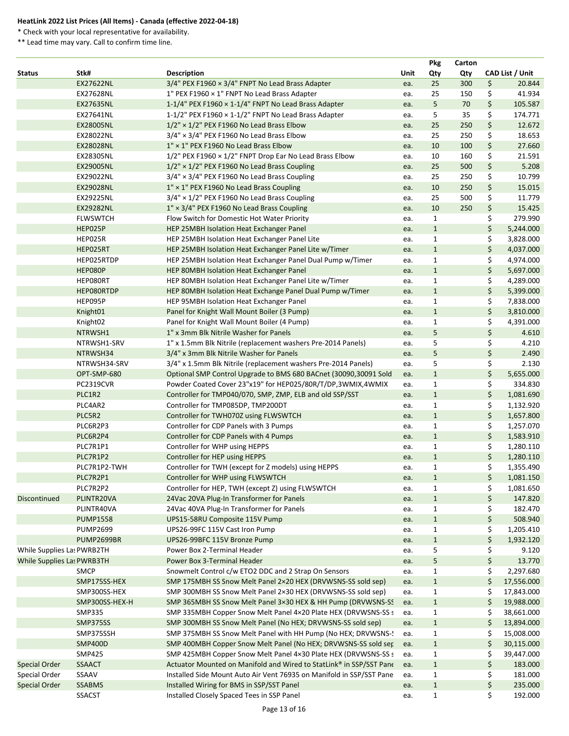**HeatLink 2022 List Prices (All Items) - Canada (effective 2022-04-18)**

\* Check with your local representative for availability.

\*\* Lead time may vary. Call to confirm time line.

| Status | Stk# | Description | Unit | Pkg Qty | Carton Qty | CAD List / Unit |
|---|---|---|---|---|---|---|
| | EX27622NL | 3/4" PEX F1960 × 3/4" FNPT No Lead Brass Adapter | ea. | 25 | 300 | $ 20.844 |
| | EX27628NL | 1" PEX F1960 × 1" FNPT No Lead Brass Adapter | ea. | 25 | 150 | $ 41.934 |
| | EX27635NL | 1-1/4" PEX F1960 × 1-1/4" FNPT No Lead Brass Adapter | ea. | 5 | 70 | $ 105.587 |
| | EX27641NL | 1-1/2" PEX F1960 × 1-1/2" FNPT No Lead Brass Adapter | ea. | 5 | 35 | $ 174.771 |
| | EX28005NL | 1/2" × 1/2" PEX F1960 No Lead Brass Elbow | ea. | 25 | 250 | $ 12.672 |
| | EX28022NL | 3/4" × 3/4" PEX F1960 No Lead Brass Elbow | ea. | 25 | 250 | $ 18.653 |
| | EX28028NL | 1" × 1" PEX F1960 No Lead Brass Elbow | ea. | 10 | 100 | $ 27.660 |
| | EX28305NL | 1/2" PEX F1960 × 1/2" FNPT Drop Ear No Lead Brass Elbow | ea. | 10 | 160 | $ 21.591 |
| | EX29005NL | 1/2" × 1/2" PEX F1960 No Lead Brass Coupling | ea. | 25 | 500 | $ 5.208 |
| | EX29022NL | 3/4" × 3/4" PEX F1960 No Lead Brass Coupling | ea. | 25 | 250 | $ 10.799 |
| | EX29028NL | 1" × 1" PEX F1960 No Lead Brass Coupling | ea. | 10 | 250 | $ 15.015 |
| | EX29225NL | 3/4" × 1/2" PEX F1960 No Lead Brass Coupling | ea. | 25 | 500 | $ 11.779 |
| | EX29282NL | 1" × 3/4" PEX F1960 No Lead Brass Coupling | ea. | 10 | 250 | $ 15.425 |
| | FLWSWTCH | Flow Switch for Domestic Hot Water Priority | ea. | 1 | | $ 279.990 |
| | HEP025P | HEP 25MBH Isolation Heat Exchanger Panel | ea. | 1 | | $ 5,244.000 |
| | HEP025R | HEP 25MBH Isolation Heat Exchanger Panel Lite | ea. | 1 | | $ 3,828.000 |
| | HEP025RT | HEP 25MBH Isolation Heat Exchanger Panel Lite w/Timer | ea. | 1 | | $ 4,037.000 |
| | HEP025RTDP | HEP 25MBH Isolation Heat Exchanger Panel Dual Pump w/Timer | ea. | 1 | | $ 4,974.000 |
| | HEP080P | HEP 80MBH Isolation Heat Exchanger Panel | ea. | 1 | | $ 5,697.000 |
| | HEP080RT | HEP 80MBH Isolation Heat Exchanger Panel Lite w/Timer | ea. | 1 | | $ 4,289.000 |
| | HEP080RTDP | HEP 80MBH Isolation Heat Exchange Panel Dual Pump w/Timer | ea. | 1 | | $ 5,399.000 |
| | HEP095P | HEP 95MBH Isolation Heat Exchanger Panel | ea. | 1 | | $ 7,838.000 |
| | Knight01 | Panel for Knight Wall Mount Boiler (3 Pump) | ea. | 1 | | $ 3,810.000 |
| | Knight02 | Panel for Knight Wall Mount Boiler (4 Pump) | ea. | 1 | | $ 4,391.000 |
| | NTRWSH1 | 1" x 3mm Blk Nitrile Washer for Panels | ea. | 5 | | $ 4.610 |
| | NTRWSH1-SRV | 1" x 1.5mm Blk Nitrile (replacement washers Pre-2014 Panels) | ea. | 5 | | $ 4.210 |
| | NTRWSH34 | 3/4" x 3mm Blk Nitrile Washer for Panels | ea. | 5 | | $ 2.490 |
| | NTRWSH34-SRV | 3/4" x 1.5mm Blk Nitrile (replacement washers Pre-2014 Panels) | ea. | 5 | | $ 2.130 |
| | OPT-SMP-680 | Optional SMP Control Upgrade to BMS 680 BACnet (30090,30091 Sold | ea. | 1 | | $ 5,655.000 |
| | PC2319CVR | Powder Coated Cover 23"x19" for HEP025/80R/T/DP,3WMIX,4WMIX | ea. | 1 | | $ 334.830 |
| | PLC1R2 | Controller for TMP040/070, SMP, ZMP, ELB and old SSP/SST | ea. | 1 | | $ 1,081.690 |
| | PLC4AR2 | Controller for TMP085DP, TMP200DT | ea. | 1 | | $ 1,132.920 |
| | PLC5R2 | Controller for TWH070Z using FLWSWTCH | ea. | 1 | | $ 1,657.800 |
| | PLC6R2P3 | Controller for CDP Panels with 3 Pumps | ea. | 1 | | $ 1,257.070 |
| | PLC6R2P4 | Controller for CDP Panels with 4 Pumps | ea. | 1 | | $ 1,583.910 |
| | PLC7R1P1 | Controller for WHP using HEPPS | ea. | 1 | | $ 1,280.110 |
| | PLC7R1P2 | Controller for HEP using HEPPS | ea. | 1 | | $ 1,280.110 |
| | PLC7R1P2-TWH | Controller for TWH (except for Z models) using HEPPS | ea. | 1 | | $ 1,355.490 |
| | PLC7R2P1 | Controller for WHP using FLWSWTCH | ea. | 1 | | $ 1,081.150 |
| | PLC7R2P2 | Controller for HEP, TWH (except Z) using FLWSWTCH | ea. | 1 | | $ 1,081.650 |
| Discontinued | PLINTR20VA | 24Vac 20VA Plug-In Transformer for Panels | ea. | 1 | | $ 147.820 |
| | PLINTR40VA | 24Vac 40VA Plug-In Transformer for Panels | ea. | 1 | | $ 182.470 |
| | PUMP1558 | UPS15-58RU Composite 115V Pump | ea. | 1 | | $ 508.940 |
| | PUMP2699 | UPS26-99FC 115V Cast Iron Pump | ea. | 1 | | $ 1,205.410 |
| | PUMP2699BR | UPS26-99BFC 115V Bronze Pump | ea. | 1 | | $ 1,932.120 |
| While Supplies Las | PWRB2TH | Power Box 2-Terminal Header | ea. | 5 | | $ 9.120 |
| While Supplies Las | PWRB3TH | Power Box 3-Terminal Header | ea. | 5 | | $ 13.770 |
| | SMCP | Snowmelt Control c/w ETO2 DDC and 2 Strap On Sensors | ea. | 1 | | $ 2,297.680 |
| | SMP175SS-HEX | SMP 175MBH SS Snow Melt Panel 2×20 HEX (DRVWSNS-SS sold sep) | ea. | 1 | | $ 17,556.000 |
| | SMP300SS-HEX | SMP 300MBH SS Snow Melt Panel 2×30 HEX (DRVWSNS-SS sold sep) | ea. | 1 | | $ 17,843.000 |
| | SMP300SS-HEX-H | SMP 365MBH SS Snow Melt Panel 3×30 HEX & HH Pump (DRVWSNS-SS | ea. | 1 | | $ 19,988.000 |
| | SMP335 | SMP 335MBH Copper Snow Melt Panel 4×20 Plate HEX (DRVWSNS-SS s | ea. | 1 | | $ 38,661.000 |
| | SMP375SS | SMP 300MBH SS Snow Melt Panel (No HEX; DRVWSNS-SS sold sep) | ea. | 1 | | $ 13,894.000 |
| | SMP375SSH | SMP 375MBH SS Snow Melt Panel with HH Pump (No HEX; DRVWSNS-S | ea. | 1 | | $ 15,008.000 |
| | SMP400D | SMP 400MBH Copper Snow Melt Panel (No HEX; DRVWSNS-SS sold sep | ea. | 1 | | $ 30,115.000 |
| | SMP425 | SMP 425MBH Copper Snow Melt Panel 4×30 Plate HEX (DRVWSNS-SS s | ea. | 1 | | $ 39,447.000 |
| Special Order | SSAACT | Actuator Mounted on Manifold and Wired to StatLink® in SSP/SST Pane | ea. | 1 | | $ 183.000 |
| Special Order | SSAAV | Installed Side Mount Auto Air Vent 76935 on Manifold in SSP/SST Pane | ea. | 1 | | $ 181.000 |
| Special Order | SSABMS | Installed Wiring for BMS in SSP/SST Panel | ea. | 1 | | $ 235.000 |
| | SSACST | Installed Closely Spaced Tees in SSP Panel | ea. | 1 | | $ 192.000 |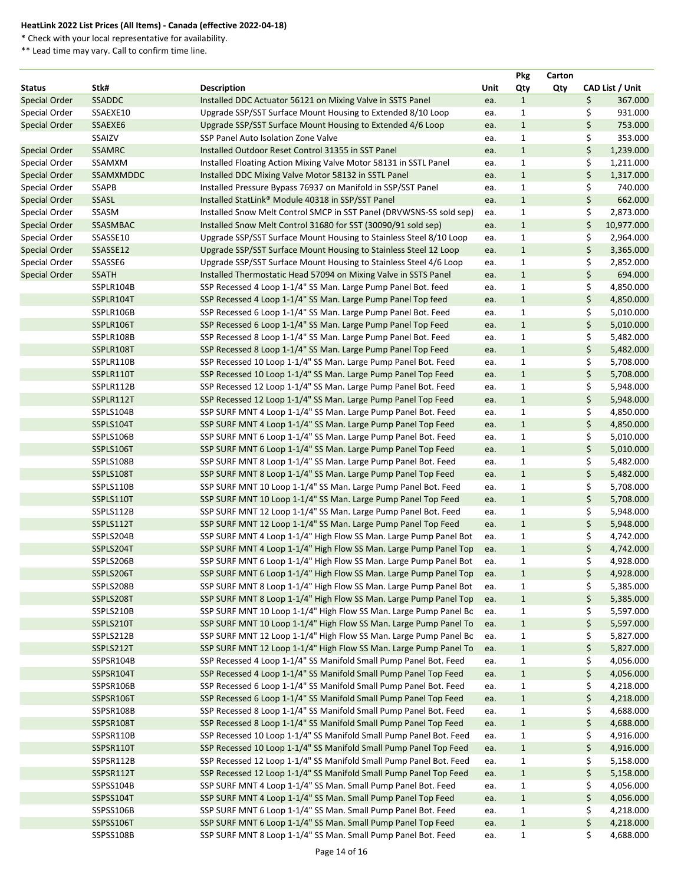**HeatLink 2022 List Prices (All Items) - Canada (effective 2022-04-18)**

\* Check with your local representative for availability.

\*\* Lead time may vary. Call to confirm time line.

| Status | Stk# | Description | Unit | Pkg Qty | Carton Qty | CAD List / Unit |
|---|---|---|---|---|---|---|
| Special Order | SSADDC | Installed DDC Actuator 56121 on Mixing Valve in SSTS Panel | ea. | 1 | | $ 367.000 |
| Special Order | SSAEXE10 | Upgrade SSP/SST Surface Mount Housing to Extended 8/10 Loop | ea. | 1 | | $ 931.000 |
| Special Order | SSAEXE6 | Upgrade SSP/SST Surface Mount Housing to Extended 4/6 Loop | ea. | 1 | | $ 753.000 |
| | SSAIZV | SSP Panel Auto Isolation Zone Valve | ea. | 1 | | $ 353.000 |
| Special Order | SSAMRC | Installed Outdoor Reset Control 31355 in SST Panel | ea. | 1 | | $ 1,239.000 |
| Special Order | SSAMXM | Installed Floating Action Mixing Valve Motor 58131 in SSTL Panel | ea. | 1 | | $ 1,211.000 |
| Special Order | SSAMXMDDC | Installed DDC Mixing Valve Motor 58132 in SSTL Panel | ea. | 1 | | $ 1,317.000 |
| Special Order | SSAPB | Installed Pressure Bypass 76937 on Manifold in SSP/SST Panel | ea. | 1 | | $ 740.000 |
| Special Order | SSASL | Installed StatLink® Module 40318 in SSP/SST Panel | ea. | 1 | | $ 662.000 |
| Special Order | SSASM | Installed Snow Melt Control SMCP in SST Panel (DRVWSNS-SS sold sep) | ea. | 1 | | $ 2,873.000 |
| Special Order | SSASMBAC | Installed Snow Melt Control 31680 for SST (30090/91 sold sep) | ea. | 1 | | $ 10,977.000 |
| Special Order | SSASSE10 | Upgrade SSP/SST Surface Mount Housing to Stainless Steel 8/10 Loop | ea. | 1 | | $ 2,964.000 |
| Special Order | SSASSE12 | Upgrade SSP/SST Surface Mount Housing to Stainless Steel 12 Loop | ea. | 1 | | $ 3,365.000 |
| Special Order | SSASSE6 | Upgrade SSP/SST Surface Mount Housing to Stainless Steel 4/6 Loop | ea. | 1 | | $ 2,852.000 |
| Special Order | SSATH | Installed Thermostatic Head 57094 on Mixing Valve in SSTS Panel | ea. | 1 | | $ 694.000 |
| | SSPLR104B | SSP Recessed 4 Loop 1-1/4" SS Man. Large Pump Panel Bot. feed | ea. | 1 | | $ 4,850.000 |
| | SSPLR104T | SSP Recessed 4 Loop 1-1/4" SS Man. Large Pump Panel Top feed | ea. | 1 | | $ 4,850.000 |
| | SSPLR106B | SSP Recessed 6 Loop 1-1/4" SS Man. Large Pump Panel Bot. Feed | ea. | 1 | | $ 5,010.000 |
| | SSPLR106T | SSP Recessed 6 Loop 1-1/4" SS Man. Large Pump Panel Top Feed | ea. | 1 | | $ 5,010.000 |
| | SSPLR108B | SSP Recessed 8 Loop 1-1/4" SS Man. Large Pump Panel Bot. Feed | ea. | 1 | | $ 5,482.000 |
| | SSPLR108T | SSP Recessed 8 Loop 1-1/4" SS Man. Large Pump Panel Top Feed | ea. | 1 | | $ 5,482.000 |
| | SSPLR110B | SSP Recessed 10 Loop 1-1/4" SS Man. Large Pump Panel Bot. Feed | ea. | 1 | | $ 5,708.000 |
| | SSPLR110T | SSP Recessed 10 Loop 1-1/4" SS Man. Large Pump Panel Top Feed | ea. | 1 | | $ 5,708.000 |
| | SSPLR112B | SSP Recessed 12 Loop 1-1/4" SS Man. Large Pump Panel Bot. Feed | ea. | 1 | | $ 5,948.000 |
| | SSPLR112T | SSP Recessed 12 Loop 1-1/4" SS Man. Large Pump Panel Top Feed | ea. | 1 | | $ 5,948.000 |
| | SSPLS104B | SSP SURF MNT 4 Loop 1-1/4" SS Man. Large Pump Panel Bot. Feed | ea. | 1 | | $ 4,850.000 |
| | SSPLS104T | SSP SURF MNT 4 Loop 1-1/4" SS Man. Large Pump Panel Top Feed | ea. | 1 | | $ 4,850.000 |
| | SSPLS106B | SSP SURF MNT 6 Loop 1-1/4" SS Man. Large Pump Panel Bot. Feed | ea. | 1 | | $ 5,010.000 |
| | SSPLS106T | SSP SURF MNT 6 Loop 1-1/4" SS Man. Large Pump Panel Top Feed | ea. | 1 | | $ 5,010.000 |
| | SSPLS108B | SSP SURF MNT 8 Loop 1-1/4" SS Man. Large Pump Panel Bot. Feed | ea. | 1 | | $ 5,482.000 |
| | SSPLS108T | SSP SURF MNT 8 Loop 1-1/4" SS Man. Large Pump Panel Top Feed | ea. | 1 | | $ 5,482.000 |
| | SSPLS110B | SSP SURF MNT 10 Loop 1-1/4" SS Man. Large Pump Panel Bot. Feed | ea. | 1 | | $ 5,708.000 |
| | SSPLS110T | SSP SURF MNT 10 Loop 1-1/4" SS Man. Large Pump Panel Top Feed | ea. | 1 | | $ 5,708.000 |
| | SSPLS112B | SSP SURF MNT 12 Loop 1-1/4" SS Man. Large Pump Panel Bot. Feed | ea. | 1 | | $ 5,948.000 |
| | SSPLS112T | SSP SURF MNT 12 Loop 1-1/4" SS Man. Large Pump Panel Top Feed | ea. | 1 | | $ 5,948.000 |
| | SSPLS204B | SSP SURF MNT 4 Loop 1-1/4" High Flow SS Man. Large Pump Panel Bot | ea. | 1 | | $ 4,742.000 |
| | SSPLS204T | SSP SURF MNT 4 Loop 1-1/4" High Flow SS Man. Large Pump Panel Top | ea. | 1 | | $ 4,742.000 |
| | SSPLS206B | SSP SURF MNT 6 Loop 1-1/4" High Flow SS Man. Large Pump Panel Bot | ea. | 1 | | $ 4,928.000 |
| | SSPLS206T | SSP SURF MNT 6 Loop 1-1/4" High Flow SS Man. Large Pump Panel Top | ea. | 1 | | $ 4,928.000 |
| | SSPLS208B | SSP SURF MNT 8 Loop 1-1/4" High Flow SS Man. Large Pump Panel Bot | ea. | 1 | | $ 5,385.000 |
| | SSPLS208T | SSP SURF MNT 8 Loop 1-1/4" High Flow SS Man. Large Pump Panel Top | ea. | 1 | | $ 5,385.000 |
| | SSPLS210B | SSP SURF MNT 10 Loop 1-1/4" High Flow SS Man. Large Pump Panel Bo | ea. | 1 | | $ 5,597.000 |
| | SSPLS210T | SSP SURF MNT 10 Loop 1-1/4" High Flow SS Man. Large Pump Panel To | ea. | 1 | | $ 5,597.000 |
| | SSPLS212B | SSP SURF MNT 12 Loop 1-1/4" High Flow SS Man. Large Pump Panel Bo | ea. | 1 | | $ 5,827.000 |
| | SSPLS212T | SSP SURF MNT 12 Loop 1-1/4" High Flow SS Man. Large Pump Panel To | ea. | 1 | | $ 5,827.000 |
| | SSPSR104B | SSP Recessed 4 Loop 1-1/4" SS Manifold Small Pump Panel Bot. Feed | ea. | 1 | | $ 4,056.000 |
| | SSPSR104T | SSP Recessed 4 Loop 1-1/4" SS Manifold Small Pump Panel Top Feed | ea. | 1 | | $ 4,056.000 |
| | SSPSR106B | SSP Recessed 6 Loop 1-1/4" SS Manifold Small Pump Panel Bot. Feed | ea. | 1 | | $ 4,218.000 |
| | SSPSR106T | SSP Recessed 6 Loop 1-1/4" SS Manifold Small Pump Panel Top Feed | ea. | 1 | | $ 4,218.000 |
| | SSPSR108B | SSP Recessed 8 Loop 1-1/4" SS Manifold Small Pump Panel Bot. Feed | ea. | 1 | | $ 4,688.000 |
| | SSPSR108T | SSP Recessed 8 Loop 1-1/4" SS Manifold Small Pump Panel Top Feed | ea. | 1 | | $ 4,688.000 |
| | SSPSR110B | SSP Recessed 10 Loop 1-1/4" SS Manifold Small Pump Panel Bot. Feed | ea. | 1 | | $ 4,916.000 |
| | SSPSR110T | SSP Recessed 10 Loop 1-1/4" SS Manifold Small Pump Panel Top Feed | ea. | 1 | | $ 4,916.000 |
| | SSPSR112B | SSP Recessed 12 Loop 1-1/4" SS Manifold Small Pump Panel Bot. Feed | ea. | 1 | | $ 5,158.000 |
| | SSPSR112T | SSP Recessed 12 Loop 1-1/4" SS Manifold Small Pump Panel Top Feed | ea. | 1 | | $ 5,158.000 |
| | SSPSS104B | SSP SURF MNT 4 Loop 1-1/4" SS Man. Small Pump Panel Bot. Feed | ea. | 1 | | $ 4,056.000 |
| | SSPSS104T | SSP SURF MNT 4 Loop 1-1/4" SS Man. Small Pump Panel Top Feed | ea. | 1 | | $ 4,056.000 |
| | SSPSS106B | SSP SURF MNT 6 Loop 1-1/4" SS Man. Small Pump Panel Bot. Feed | ea. | 1 | | $ 4,218.000 |
| | SSPSS106T | SSP SURF MNT 6 Loop 1-1/4" SS Man. Small Pump Panel Top Feed | ea. | 1 | | $ 4,218.000 |
| | SSPSS108B | SSP SURF MNT 8 Loop 1-1/4" SS Man. Small Pump Panel Bot. Feed | ea. | 1 | | $ 4,688.000 |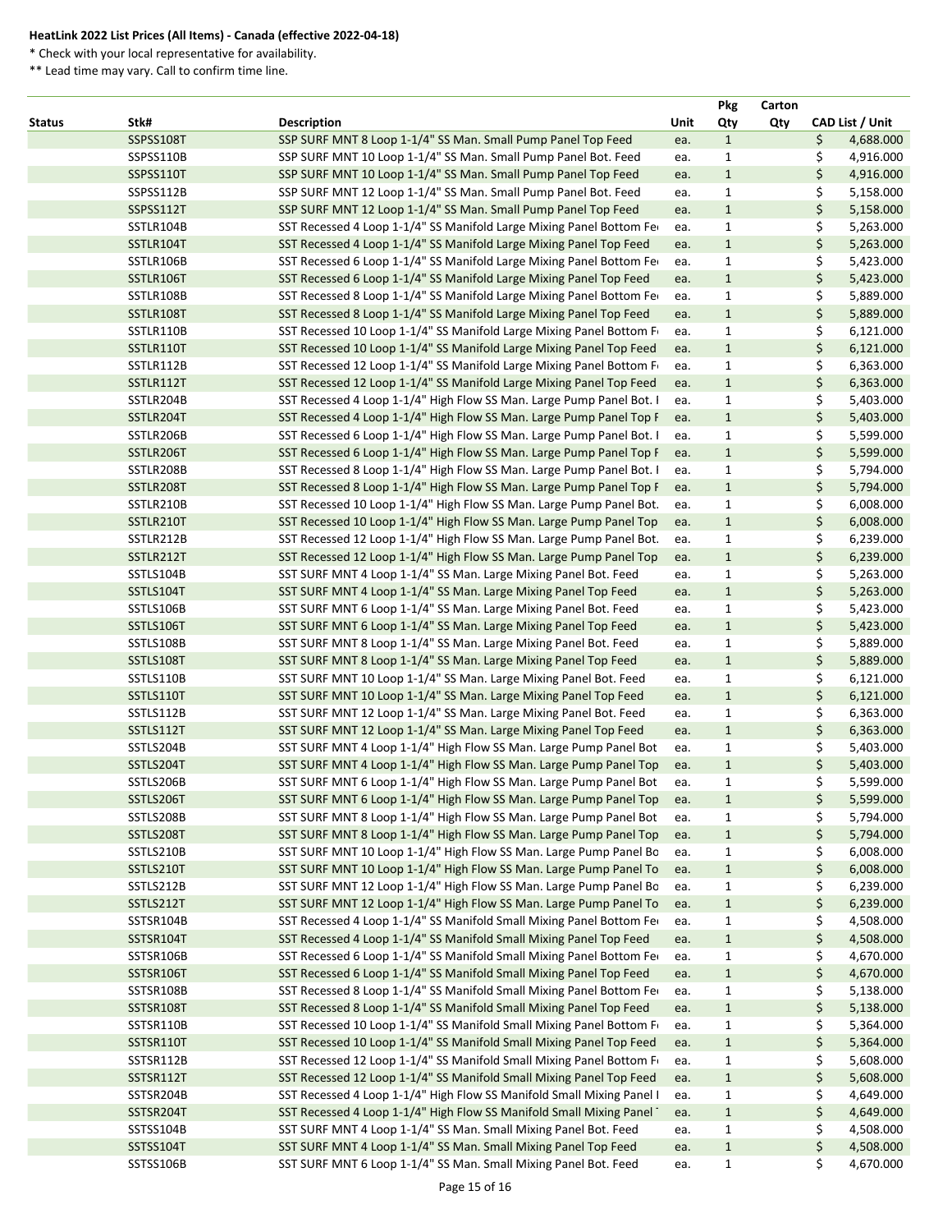**HeatLink 2022 List Prices (All Items) - Canada (effective 2022-04-18)**

\* Check with your local representative for availability.

\*\* Lead time may vary. Call to confirm time line.

| Status | Stk# | Description | Unit | Pkg Qty | Carton Qty | CAD List / Unit |
|---|---|---|---|---|---|---|
| | SSPSS108T | SSP SURF MNT 8 Loop 1-1/4" SS Man. Small Pump Panel Top Feed | ea. | 1 | | $ 4,688.000 |
| | SSPSS110B | SSP SURF MNT 10 Loop 1-1/4" SS Man. Small Pump Panel Bot. Feed | ea. | 1 | | $ 4,916.000 |
| | SSPSS110T | SSP SURF MNT 10 Loop 1-1/4" SS Man. Small Pump Panel Top Feed | ea. | 1 | | $ 4,916.000 |
| | SSPSS112B | SSP SURF MNT 12 Loop 1-1/4" SS Man. Small Pump Panel Bot. Feed | ea. | 1 | | $ 5,158.000 |
| | SSPSS112T | SSP SURF MNT 12 Loop 1-1/4" SS Man. Small Pump Panel Top Feed | ea. | 1 | | $ 5,158.000 |
| | SSTLR104B | SST Recessed 4 Loop 1-1/4" SS Manifold Large Mixing Panel Bottom Fe | ea. | 1 | | $ 5,263.000 |
| | SSTLR104T | SST Recessed 4 Loop 1-1/4" SS Manifold Large Mixing Panel Top Feed | ea. | 1 | | $ 5,263.000 |
| | SSTLR106B | SST Recessed 6 Loop 1-1/4" SS Manifold Large Mixing Panel Bottom Fe | ea. | 1 | | $ 5,423.000 |
| | SSTLR106T | SST Recessed 6 Loop 1-1/4" SS Manifold Large Mixing Panel Top Feed | ea. | 1 | | $ 5,423.000 |
| | SSTLR108B | SST Recessed 8 Loop 1-1/4" SS Manifold Large Mixing Panel Bottom Fe | ea. | 1 | | $ 5,889.000 |
| | SSTLR108T | SST Recessed 8 Loop 1-1/4" SS Manifold Large Mixing Panel Top Feed | ea. | 1 | | $ 5,889.000 |
| | SSTLR110B | SST Recessed 10 Loop 1-1/4" SS Manifold Large Mixing Panel Bottom F | ea. | 1 | | $ 6,121.000 |
| | SSTLR110T | SST Recessed 10 Loop 1-1/4" SS Manifold Large Mixing Panel Top Feed | ea. | 1 | | $ 6,121.000 |
| | SSTLR112B | SST Recessed 12 Loop 1-1/4" SS Manifold Large Mixing Panel Bottom F | ea. | 1 | | $ 6,363.000 |
| | SSTLR112T | SST Recessed 12 Loop 1-1/4" SS Manifold Large Mixing Panel Top Feed | ea. | 1 | | $ 6,363.000 |
| | SSTLR204B | SST Recessed 4 Loop 1-1/4" High Flow SS Man. Large Pump Panel Bot. I | ea. | 1 | | $ 5,403.000 |
| | SSTLR204T | SST Recessed 4 Loop 1-1/4" High Flow SS Man. Large Pump Panel Top F | ea. | 1 | | $ 5,403.000 |
| | SSTLR206B | SST Recessed 6 Loop 1-1/4" High Flow SS Man. Large Pump Panel Bot. I | ea. | 1 | | $ 5,599.000 |
| | SSTLR206T | SST Recessed 6 Loop 1-1/4" High Flow SS Man. Large Pump Panel Top F | ea. | 1 | | $ 5,599.000 |
| | SSTLR208B | SST Recessed 8 Loop 1-1/4" High Flow SS Man. Large Pump Panel Bot. I | ea. | 1 | | $ 5,794.000 |
| | SSTLR208T | SST Recessed 8 Loop 1-1/4" High Flow SS Man. Large Pump Panel Top F | ea. | 1 | | $ 5,794.000 |
| | SSTLR210B | SST Recessed 10 Loop 1-1/4" High Flow SS Man. Large Pump Panel Bot. | ea. | 1 | | $ 6,008.000 |
| | SSTLR210T | SST Recessed 10 Loop 1-1/4" High Flow SS Man. Large Pump Panel Top | ea. | 1 | | $ 6,008.000 |
| | SSTLR212B | SST Recessed 12 Loop 1-1/4" High Flow SS Man. Large Pump Panel Bot. | ea. | 1 | | $ 6,239.000 |
| | SSTLR212T | SST Recessed 12 Loop 1-1/4" High Flow SS Man. Large Pump Panel Top | ea. | 1 | | $ 6,239.000 |
| | SSTLS104B | SST SURF MNT 4 Loop 1-1/4" SS Man. Large Mixing Panel Bot. Feed | ea. | 1 | | $ 5,263.000 |
| | SSTLS104T | SST SURF MNT 4 Loop 1-1/4" SS Man. Large Mixing Panel Top Feed | ea. | 1 | | $ 5,263.000 |
| | SSTLS106B | SST SURF MNT 6 Loop 1-1/4" SS Man. Large Mixing Panel Bot. Feed | ea. | 1 | | $ 5,423.000 |
| | SSTLS106T | SST SURF MNT 6 Loop 1-1/4" SS Man. Large Mixing Panel Top Feed | ea. | 1 | | $ 5,423.000 |
| | SSTLS108B | SST SURF MNT 8 Loop 1-1/4" SS Man. Large Mixing Panel Bot. Feed | ea. | 1 | | $ 5,889.000 |
| | SSTLS108T | SST SURF MNT 8 Loop 1-1/4" SS Man. Large Mixing Panel Top Feed | ea. | 1 | | $ 5,889.000 |
| | SSTLS110B | SST SURF MNT 10 Loop 1-1/4" SS Man. Large Mixing Panel Bot. Feed | ea. | 1 | | $ 6,121.000 |
| | SSTLS110T | SST SURF MNT 10 Loop 1-1/4" SS Man. Large Mixing Panel Top Feed | ea. | 1 | | $ 6,121.000 |
| | SSTLS112B | SST SURF MNT 12 Loop 1-1/4" SS Man. Large Mixing Panel Bot. Feed | ea. | 1 | | $ 6,363.000 |
| | SSTLS112T | SST SURF MNT 12 Loop 1-1/4" SS Man. Large Mixing Panel Top Feed | ea. | 1 | | $ 6,363.000 |
| | SSTLS204B | SST SURF MNT 4 Loop 1-1/4" High Flow SS Man. Large Pump Panel Bot | ea. | 1 | | $ 5,403.000 |
| | SSTLS204T | SST SURF MNT 4 Loop 1-1/4" High Flow SS Man. Large Pump Panel Top | ea. | 1 | | $ 5,403.000 |
| | SSTLS206B | SST SURF MNT 6 Loop 1-1/4" High Flow SS Man. Large Pump Panel Bot | ea. | 1 | | $ 5,599.000 |
| | SSTLS206T | SST SURF MNT 6 Loop 1-1/4" High Flow SS Man. Large Pump Panel Top | ea. | 1 | | $ 5,599.000 |
| | SSTLS208B | SST SURF MNT 8 Loop 1-1/4" High Flow SS Man. Large Pump Panel Bot | ea. | 1 | | $ 5,794.000 |
| | SSTLS208T | SST SURF MNT 8 Loop 1-1/4" High Flow SS Man. Large Pump Panel Top | ea. | 1 | | $ 5,794.000 |
| | SSTLS210B | SST SURF MNT 10 Loop 1-1/4" High Flow SS Man. Large Pump Panel Bo | ea. | 1 | | $ 6,008.000 |
| | SSTLS210T | SST SURF MNT 10 Loop 1-1/4" High Flow SS Man. Large Pump Panel To | ea. | 1 | | $ 6,008.000 |
| | SSTLS212B | SST SURF MNT 12 Loop 1-1/4" High Flow SS Man. Large Pump Panel Bo | ea. | 1 | | $ 6,239.000 |
| | SSTLS212T | SST SURF MNT 12 Loop 1-1/4" High Flow SS Man. Large Pump Panel To | ea. | 1 | | $ 6,239.000 |
| | SSTSR104B | SST Recessed 4 Loop 1-1/4" SS Manifold Small Mixing Panel Bottom Fe | ea. | 1 | | $ 4,508.000 |
| | SSTSR104T | SST Recessed 4 Loop 1-1/4" SS Manifold Small Mixing Panel Top Feed | ea. | 1 | | $ 4,508.000 |
| | SSTSR106B | SST Recessed 6 Loop 1-1/4" SS Manifold Small Mixing Panel Bottom Fe | ea. | 1 | | $ 4,670.000 |
| | SSTSR106T | SST Recessed 6 Loop 1-1/4" SS Manifold Small Mixing Panel Top Feed | ea. | 1 | | $ 4,670.000 |
| | SSTSR108B | SST Recessed 8 Loop 1-1/4" SS Manifold Small Mixing Panel Bottom Fe | ea. | 1 | | $ 5,138.000 |
| | SSTSR108T | SST Recessed 8 Loop 1-1/4" SS Manifold Small Mixing Panel Top Feed | ea. | 1 | | $ 5,138.000 |
| | SSTSR110B | SST Recessed 10 Loop 1-1/4" SS Manifold Small Mixing Panel Bottom F | ea. | 1 | | $ 5,364.000 |
| | SSTSR110T | SST Recessed 10 Loop 1-1/4" SS Manifold Small Mixing Panel Top Feed | ea. | 1 | | $ 5,364.000 |
| | SSTSR112B | SST Recessed 12 Loop 1-1/4" SS Manifold Small Mixing Panel Bottom F | ea. | 1 | | $ 5,608.000 |
| | SSTSR112T | SST Recessed 12 Loop 1-1/4" SS Manifold Small Mixing Panel Top Feed | ea. | 1 | | $ 5,608.000 |
| | SSTSR204B | SST Recessed 4 Loop 1-1/4" High Flow SS Manifold Small Mixing Panel I | ea. | 1 | | $ 4,649.000 |
| | SSTSR204T | SST Recessed 4 Loop 1-1/4" High Flow SS Manifold Small Mixing Panel | ea. | 1 | | $ 4,649.000 |
| | SSTSS104B | SST SURF MNT 4 Loop 1-1/4" SS Man. Small Mixing Panel Bot. Feed | ea. | 1 | | $ 4,508.000 |
| | SSTSS104T | SST SURF MNT 4 Loop 1-1/4" SS Man. Small Mixing Panel Top Feed | ea. | 1 | | $ 4,508.000 |
| | SSTSS106B | SST SURF MNT 6 Loop 1-1/4" SS Man. Small Mixing Panel Bot. Feed | ea. | 1 | | $ 4,670.000 |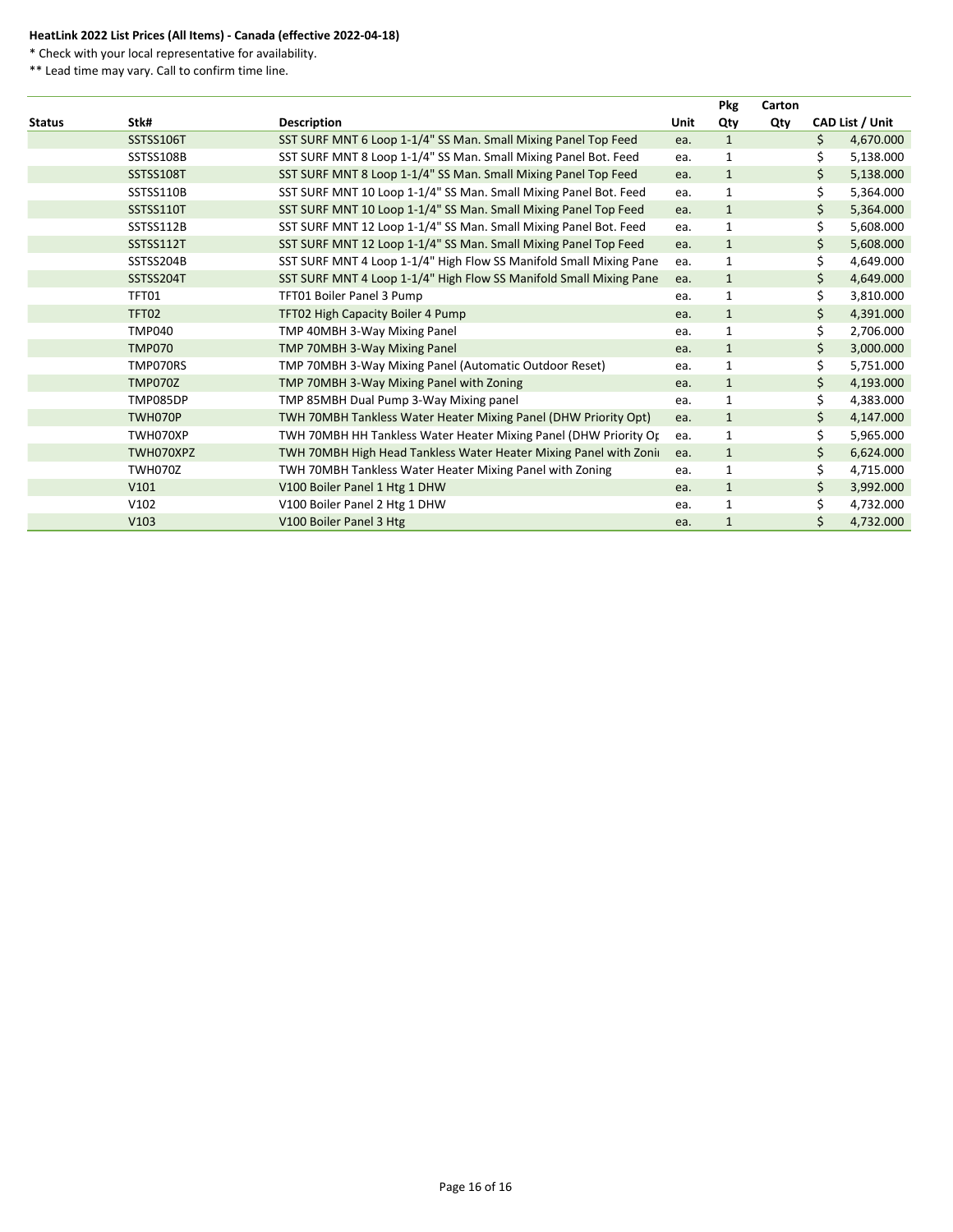**HeatLink 2022 List Prices (All Items) - Canada (effective 2022-04-18)**

* Check with your local representative for availability.

** Lead time may vary. Call to confirm time line.

| Status | Stk# | Description | Unit | Pkg Qty | Carton Qty | CAD List / Unit |
|---|---|---|---|---|---|---|
| | SSTSS106T | SST SURF MNT 6 Loop 1-1/4" SS Man. Small Mixing Panel Top Feed | ea. | 1 | | $ 4,670.000 |
| | SSTSS108B | SST SURF MNT 8 Loop 1-1/4" SS Man. Small Mixing Panel Bot. Feed | ea. | 1 | | $ 5,138.000 |
| | SSTSS108T | SST SURF MNT 8 Loop 1-1/4" SS Man. Small Mixing Panel Top Feed | ea. | 1 | | $ 5,138.000 |
| | SSTSS110B | SST SURF MNT 10 Loop 1-1/4" SS Man. Small Mixing Panel Bot. Feed | ea. | 1 | | $ 5,364.000 |
| | SSTSS110T | SST SURF MNT 10 Loop 1-1/4" SS Man. Small Mixing Panel Top Feed | ea. | 1 | | $ 5,364.000 |
| | SSTSS112B | SST SURF MNT 12 Loop 1-1/4" SS Man. Small Mixing Panel Bot. Feed | ea. | 1 | | $ 5,608.000 |
| | SSTSS112T | SST SURF MNT 12 Loop 1-1/4" SS Man. Small Mixing Panel Top Feed | ea. | 1 | | $ 5,608.000 |
| | SSTSS204B | SST SURF MNT 4 Loop 1-1/4" High Flow SS Manifold Small Mixing Pane | ea. | 1 | | $ 4,649.000 |
| | SSTSS204T | SST SURF MNT 4 Loop 1-1/4" High Flow SS Manifold Small Mixing Pane | ea. | 1 | | $ 4,649.000 |
| | TFT01 | TFT01 Boiler Panel 3 Pump | ea. | 1 | | $ 3,810.000 |
| | TFT02 | TFT02 High Capacity Boiler 4 Pump | ea. | 1 | | $ 4,391.000 |
| | TMP040 | TMP 40MBH 3-Way Mixing Panel | ea. | 1 | | $ 2,706.000 |
| | TMP070 | TMP 70MBH 3-Way Mixing Panel | ea. | 1 | | $ 3,000.000 |
| | TMP070RS | TMP 70MBH 3-Way Mixing Panel (Automatic Outdoor Reset) | ea. | 1 | | $ 5,751.000 |
| | TMP070Z | TMP 70MBH 3-Way Mixing Panel with Zoning | ea. | 1 | | $ 4,193.000 |
| | TMP085DP | TMP 85MBH Dual Pump 3-Way Mixing panel | ea. | 1 | | $ 4,383.000 |
| | TWH070P | TWH 70MBH Tankless Water Heater Mixing Panel (DHW Priority Opt) | ea. | 1 | | $ 4,147.000 |
| | TWH070XP | TWH 70MBH HH Tankless Water Heater Mixing Panel (DHW Priority Op | ea. | 1 | | $ 5,965.000 |
| | TWH070XPZ | TWH 70MBH High Head Tankless Water Heater Mixing Panel with Zonii | ea. | 1 | | $ 6,624.000 |
| | TWH070Z | TWH 70MBH Tankless Water Heater Mixing Panel with Zoning | ea. | 1 | | $ 4,715.000 |
| | V101 | V100 Boiler Panel 1 Htg 1 DHW | ea. | 1 | | $ 3,992.000 |
| | V102 | V100 Boiler Panel 2 Htg 1 DHW | ea. | 1 | | $ 4,732.000 |
| | V103 | V100 Boiler Panel 3 Htg | ea. | 1 | | $ 4,732.000 |